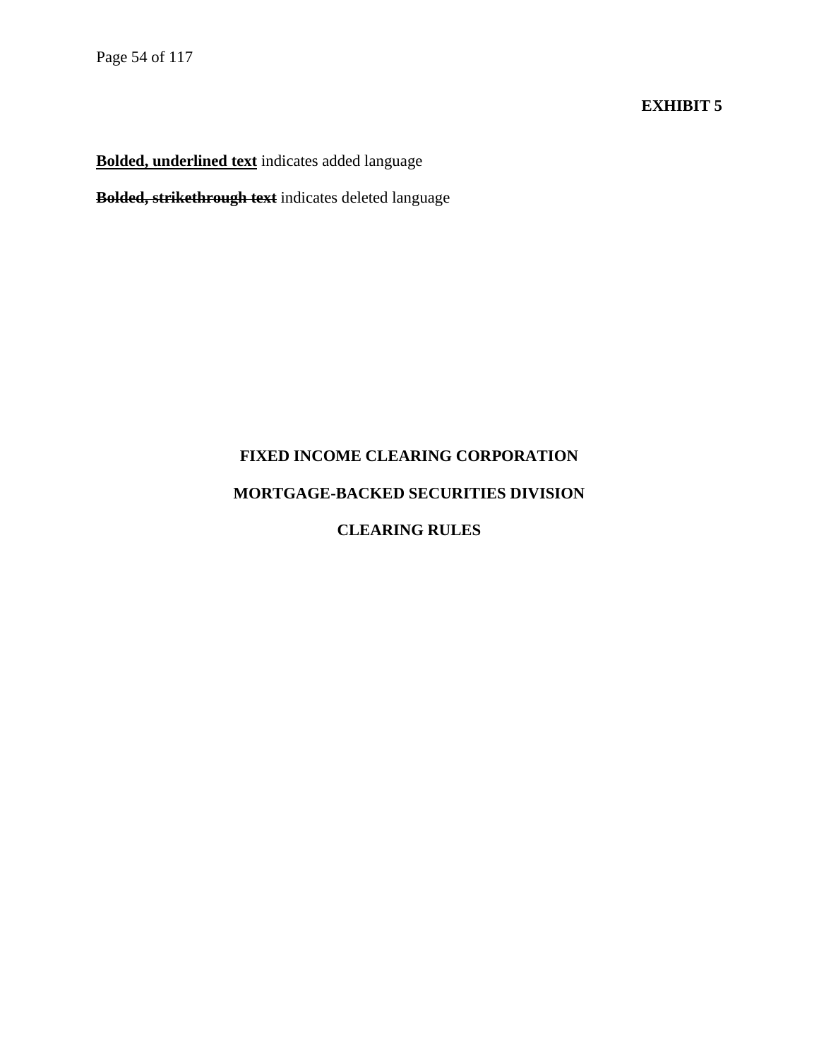**EXHIBIT 5**

**<u>Bolded, underlined text</u>** indicates added language

**~~Bolded, strikethrough text~~** indicates deleted language

# FIXED INCOME CLEARING CORPORATION

# MORTGAGE-BACKED SECURITIES DIVISION

# CLEARING RULES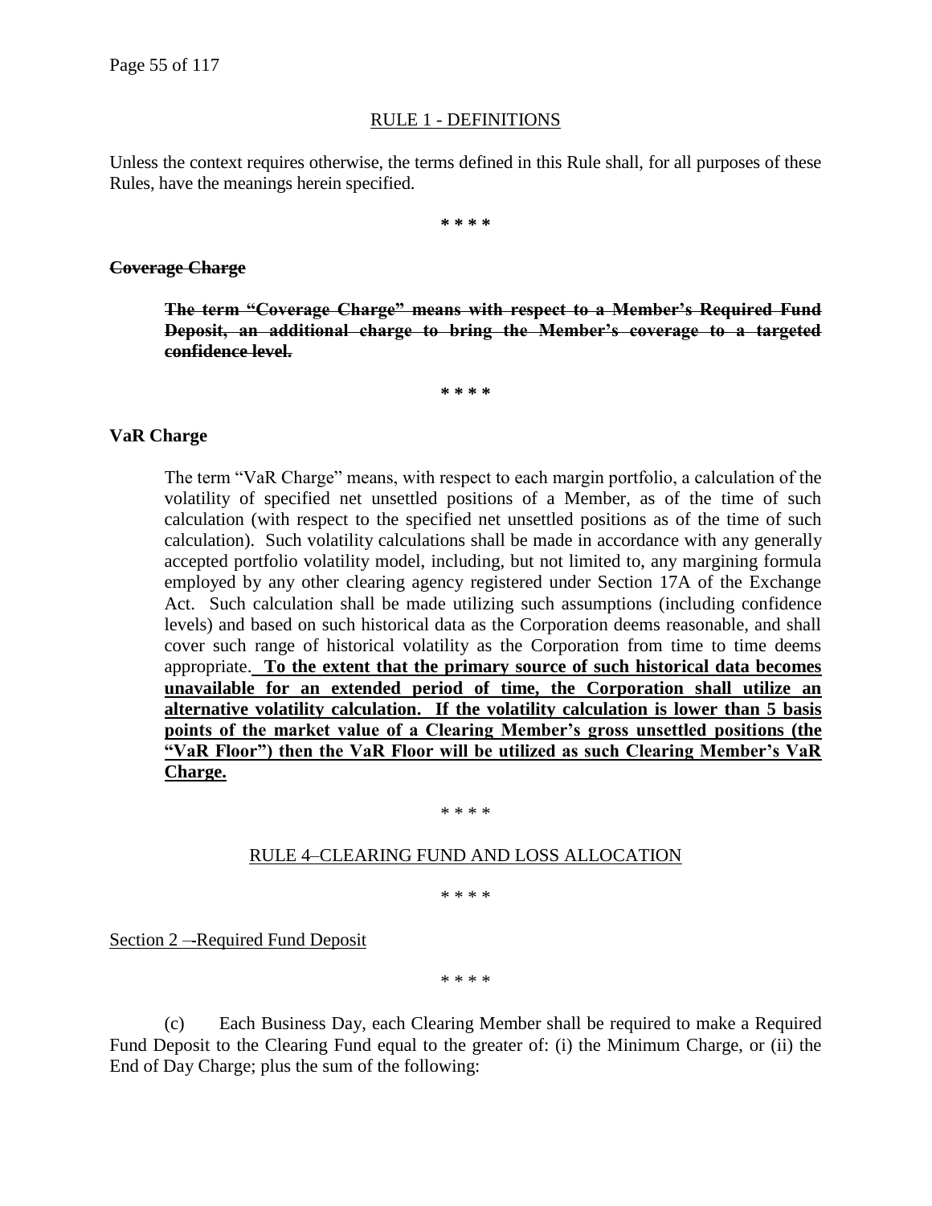RULE 1 - DEFINITIONS

Unless the context requires otherwise, the terms defined in this Rule shall, for all purposes of these Rules, have the meanings herein specified.

**\* \* \* \***

~~**Coverage Charge**~~

> ~~**The term "Coverage Charge" means with respect to a Member's Required Fund Deposit, an additional charge to bring the Member's coverage to a targeted confidence level.**~~

**\* \* \* \***

**VaR Charge**

> The term "VaR Charge" means, with respect to each margin portfolio, a calculation of the volatility of specified net unsettled positions of a Member, as of the time of such calculation (with respect to the specified net unsettled positions as of the time of such calculation). Such volatility calculations shall be made in accordance with any generally accepted portfolio volatility model, including, but not limited to, any margining formula employed by any other clearing agency registered under Section 17A of the Exchange Act. Such calculation shall be made utilizing such assumptions (including confidence levels) and based on such historical data as the Corporation deems reasonable, and shall cover such range of historical volatility as the Corporation from time to time deems appropriate. <u>**To the extent that the primary source of such historical data becomes unavailable for an extended period of time, the Corporation shall utilize an alternative volatility calculation. If the volatility calculation is lower than 5 basis points of the market value of a Clearing Member's gross unsettled positions (the "VaR Floor") then the VaR Floor will be utilized as such Clearing Member's VaR Charge.**</u>

\* \* \* \*

RULE 4–CLEARING FUND AND LOSS ALLOCATION

\* \* \* \*

Section 2 –-Required Fund Deposit

\* \* \* \*

(c) Each Business Day, each Clearing Member shall be required to make a Required Fund Deposit to the Clearing Fund equal to the greater of: (i) the Minimum Charge, or (ii) the End of Day Charge; plus the sum of the following: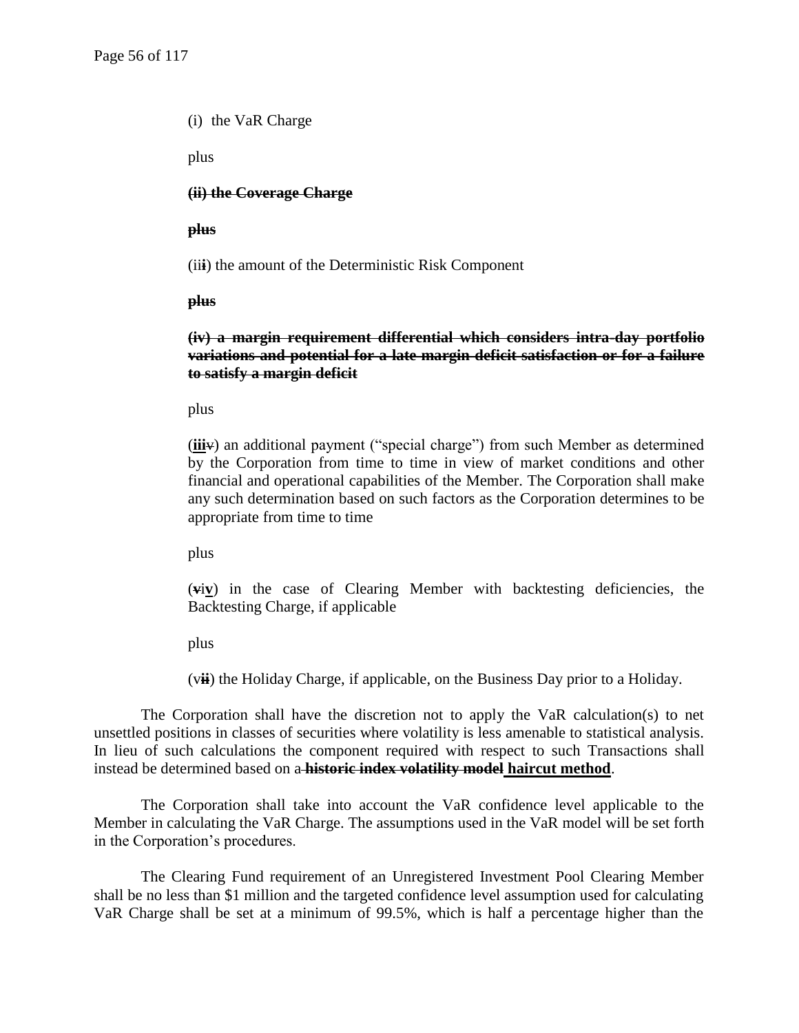(i) the VaR Charge

plus

~~**(ii) the Coverage Charge**~~

~~**plus**~~

(ii~~i~~) the amount of the Deterministic Risk Component

~~**plus**~~

~~**(iv) a margin requirement differential which considers intra-day portfolio variations and potential for a late margin deficit satisfaction or for a failure to satisfy a margin deficit**~~

plus

(**iii**~~v~~) an additional payment ("special charge") from such Member as determined by the Corporation from time to time in view of market conditions and other financial and operational capabilities of the Member. The Corporation shall make any such determination based on such factors as the Corporation determines to be appropriate from time to time

plus

(~~v~~i**v**) in the case of Clearing Member with backtesting deficiencies, the Backtesting Charge, if applicable

plus

(v~~ii~~) the Holiday Charge, if applicable, on the Business Day prior to a Holiday.

The Corporation shall have the discretion not to apply the VaR calculation(s) to net unsettled positions in classes of securities where volatility is less amenable to statistical analysis. In lieu of such calculations the component required with respect to such Transactions shall instead be determined based on a ~~**historic index volatility model**~~ **haircut method**.

The Corporation shall take into account the VaR confidence level applicable to the Member in calculating the VaR Charge. The assumptions used in the VaR model will be set forth in the Corporation's procedures.

The Clearing Fund requirement of an Unregistered Investment Pool Clearing Member shall be no less than \$1 million and the targeted confidence level assumption used for calculating VaR Charge shall be set at a minimum of 99.5%, which is half a percentage higher than the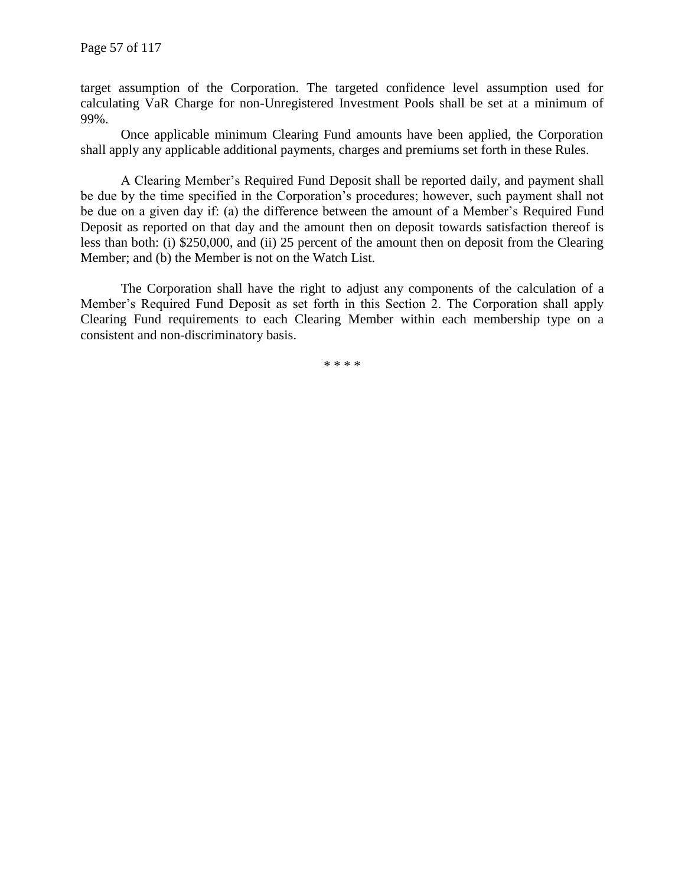target assumption of the Corporation. The targeted confidence level assumption used for calculating VaR Charge for non-Unregistered Investment Pools shall be set at a minimum of 99%.

Once applicable minimum Clearing Fund amounts have been applied, the Corporation shall apply any applicable additional payments, charges and premiums set forth in these Rules.

A Clearing Member's Required Fund Deposit shall be reported daily, and payment shall be due by the time specified in the Corporation's procedures; however, such payment shall not be due on a given day if: (a) the difference between the amount of a Member's Required Fund Deposit as reported on that day and the amount then on deposit towards satisfaction thereof is less than both: (i) $250,000, and (ii) 25 percent of the amount then on deposit from the Clearing Member; and (b) the Member is not on the Watch List.

The Corporation shall have the right to adjust any components of the calculation of a Member's Required Fund Deposit as set forth in this Section 2. The Corporation shall apply Clearing Fund requirements to each Clearing Member within each membership type on a consistent and non-discriminatory basis.

* * * *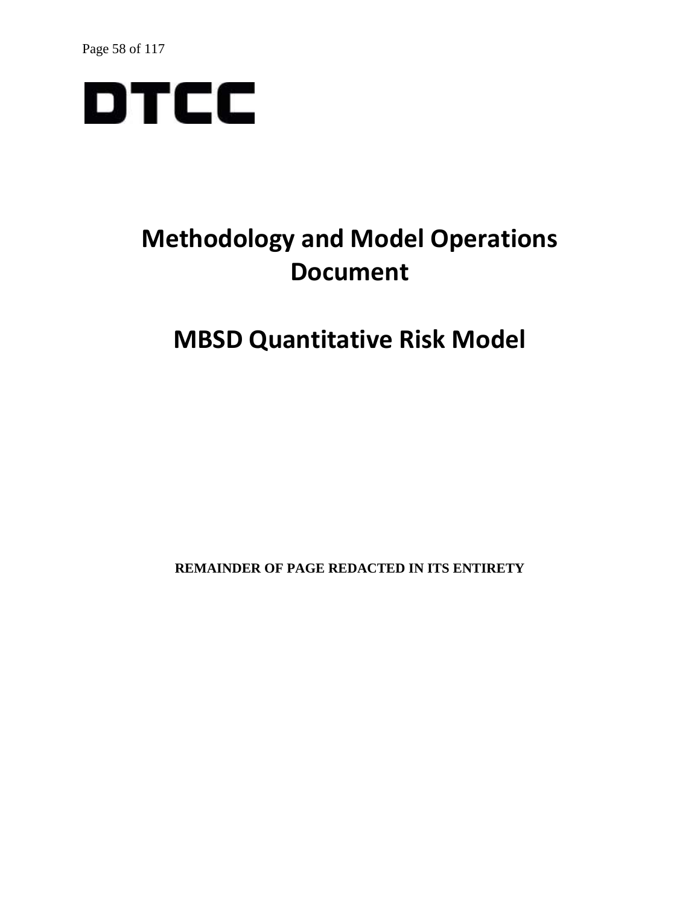DTCC

# Methodology and Model Operations Document

# MBSD Quantitative Risk Model

**REMAINDER OF PAGE REDACTED IN ITS ENTIRETY**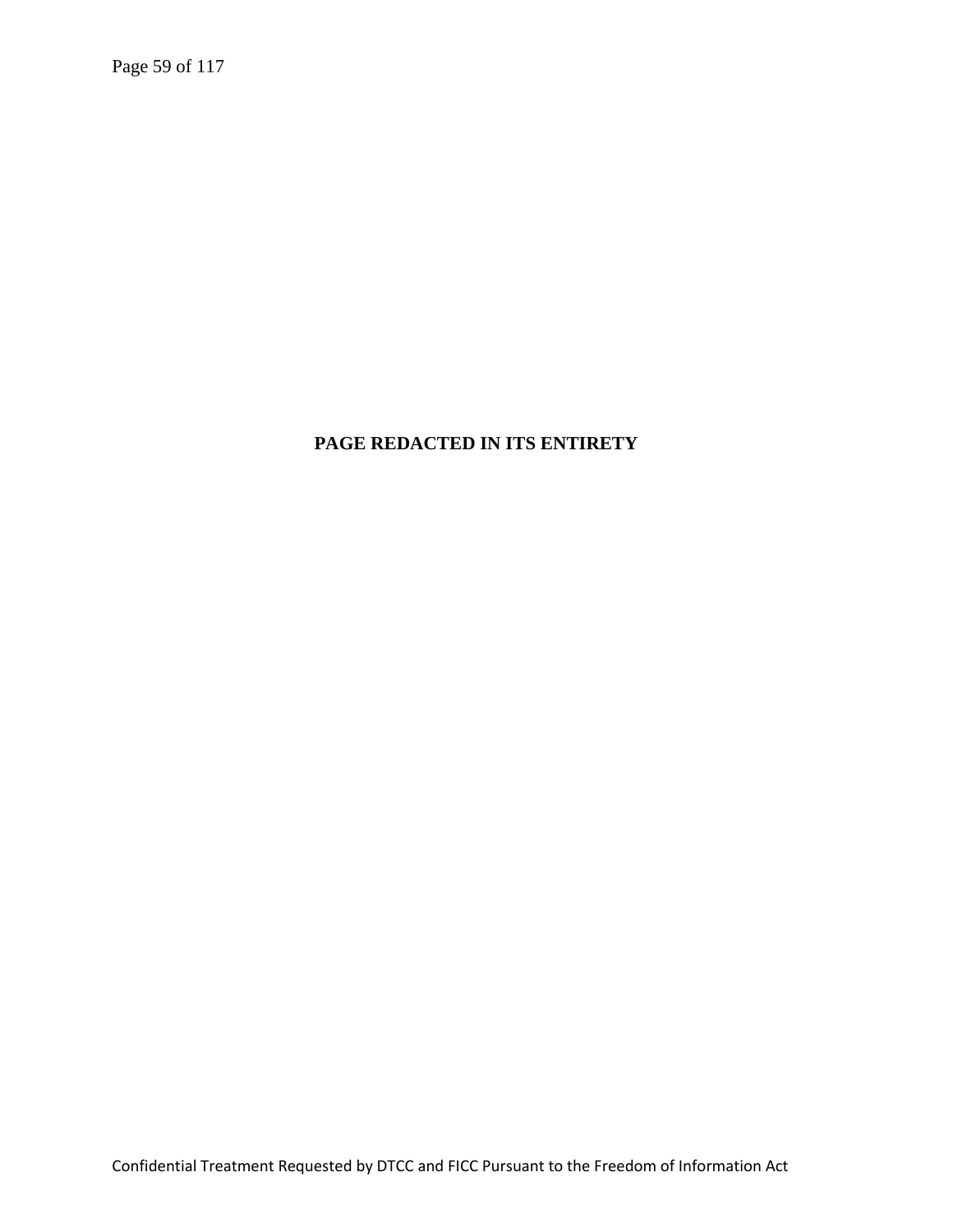**PAGE REDACTED IN ITS ENTIRETY**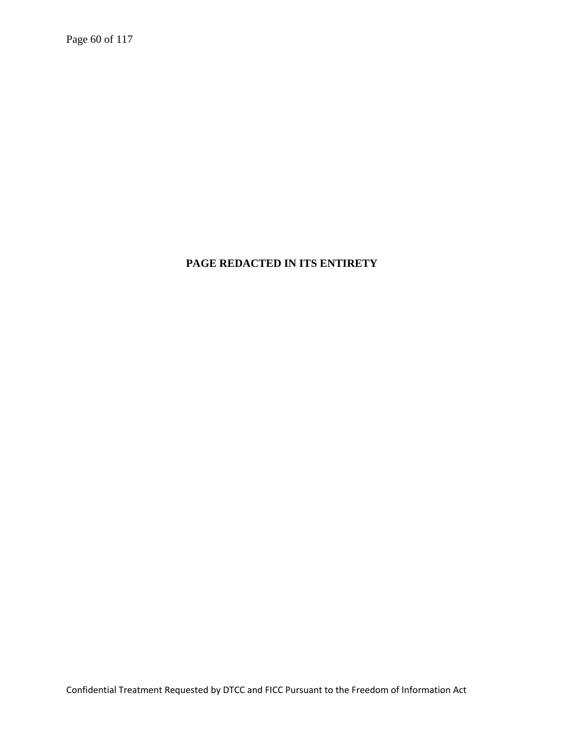**PAGE REDACTED IN ITS ENTIRETY**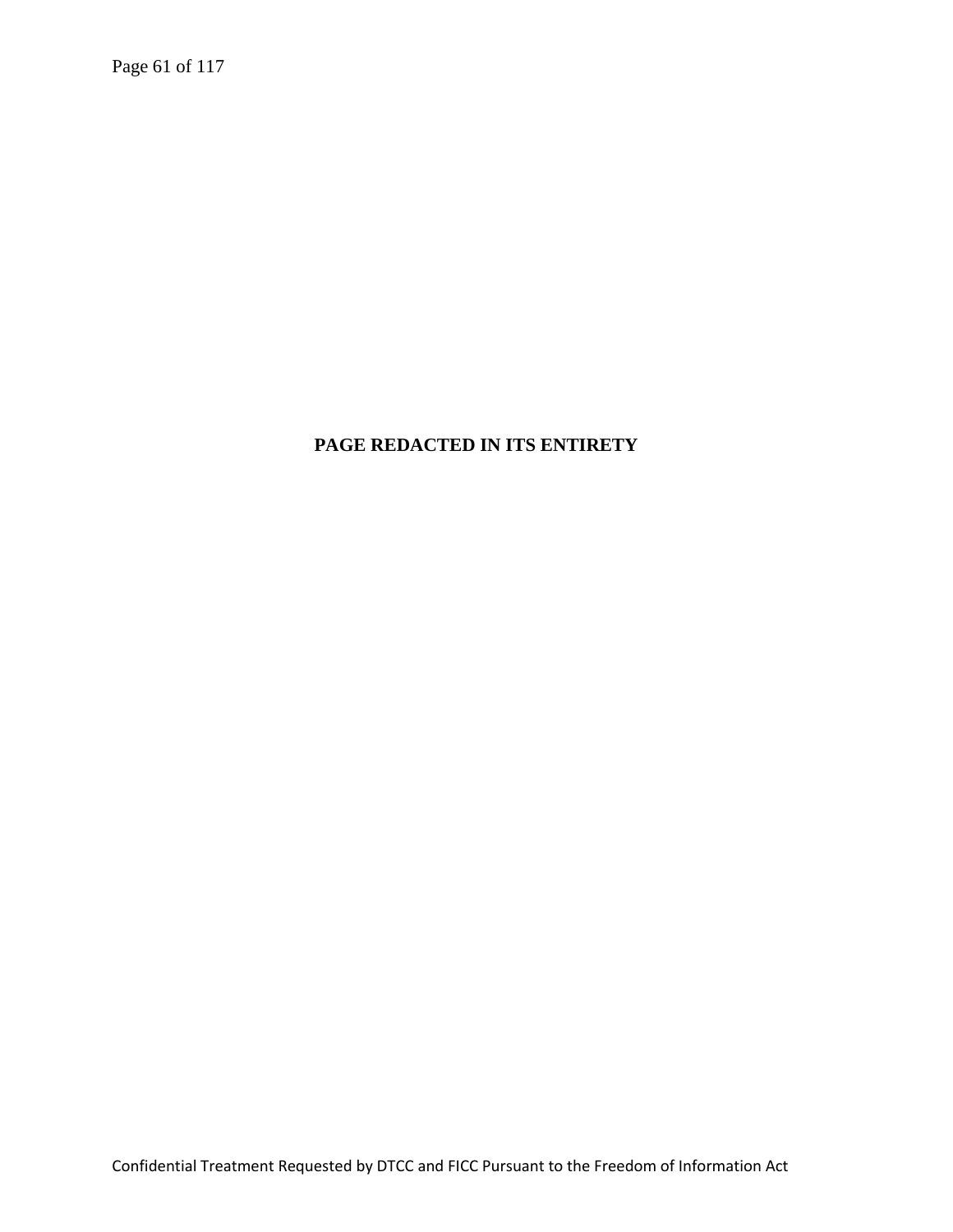**PAGE REDACTED IN ITS ENTIRETY**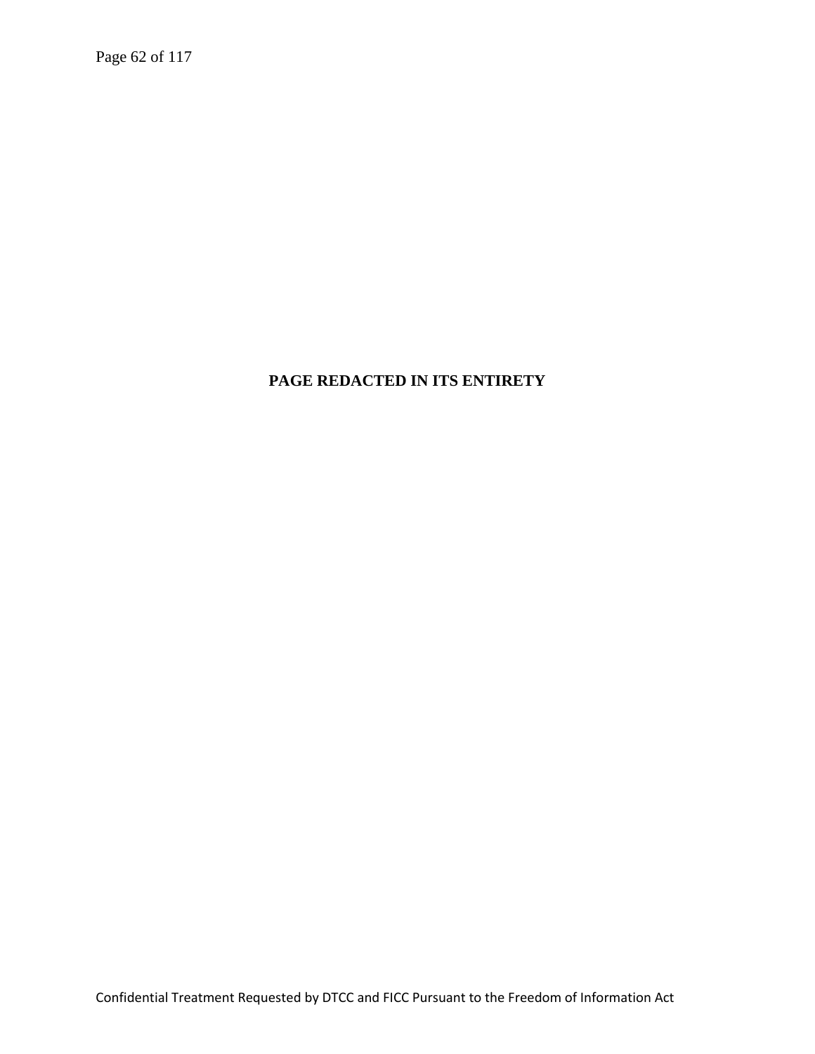**PAGE REDACTED IN ITS ENTIRETY**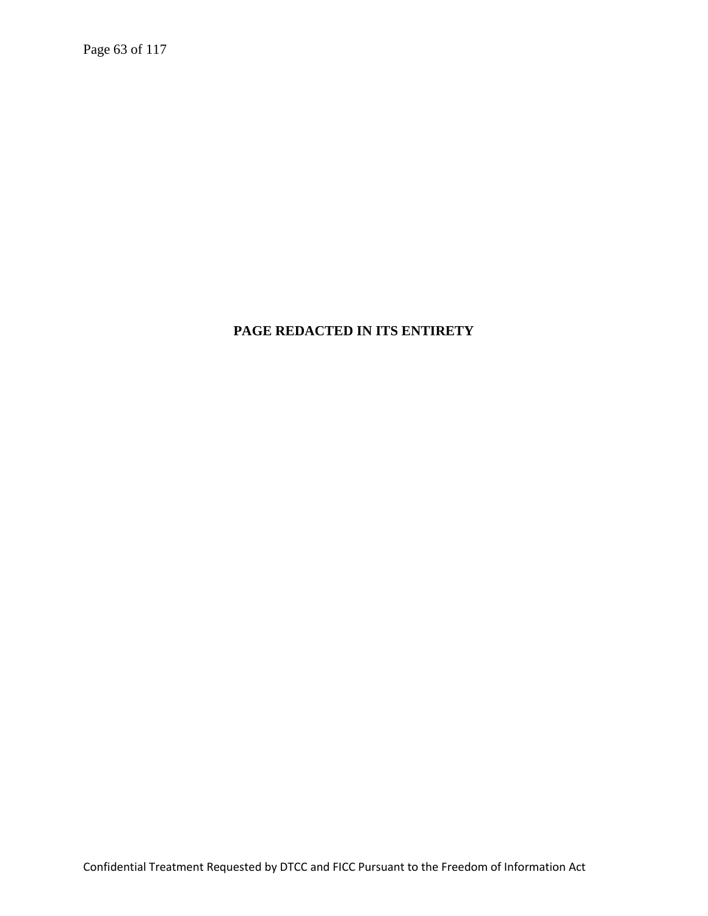**PAGE REDACTED IN ITS ENTIRETY**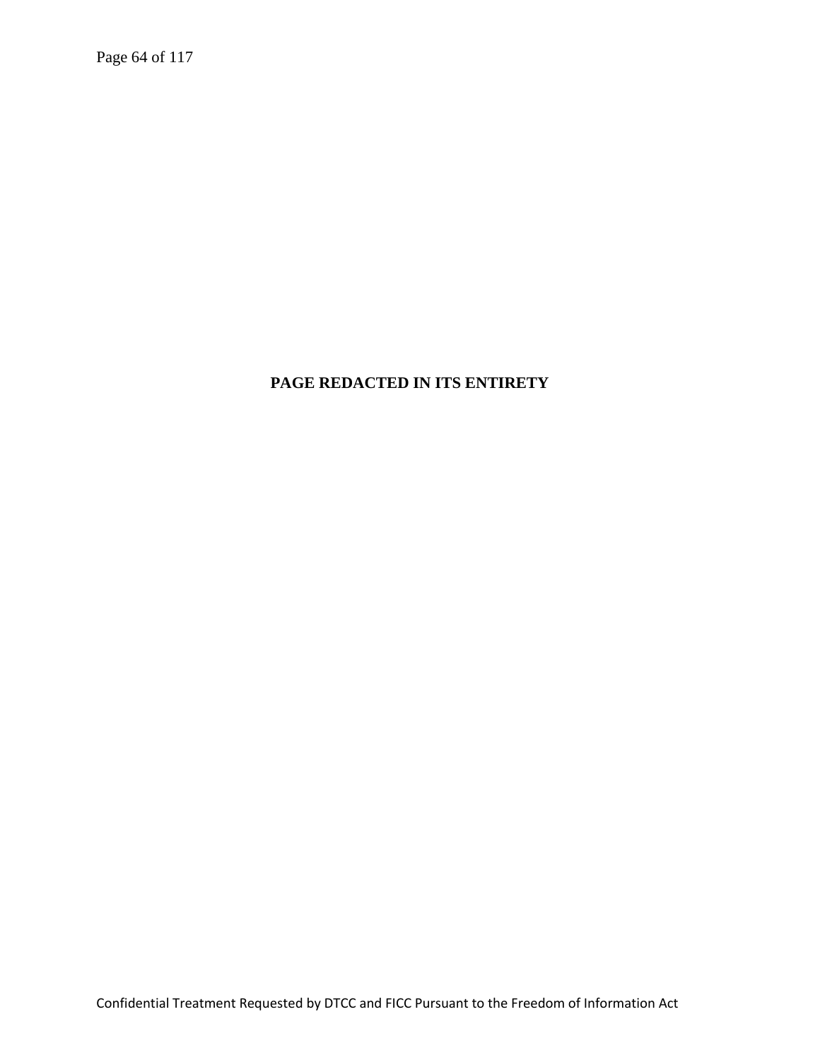**PAGE REDACTED IN ITS ENTIRETY**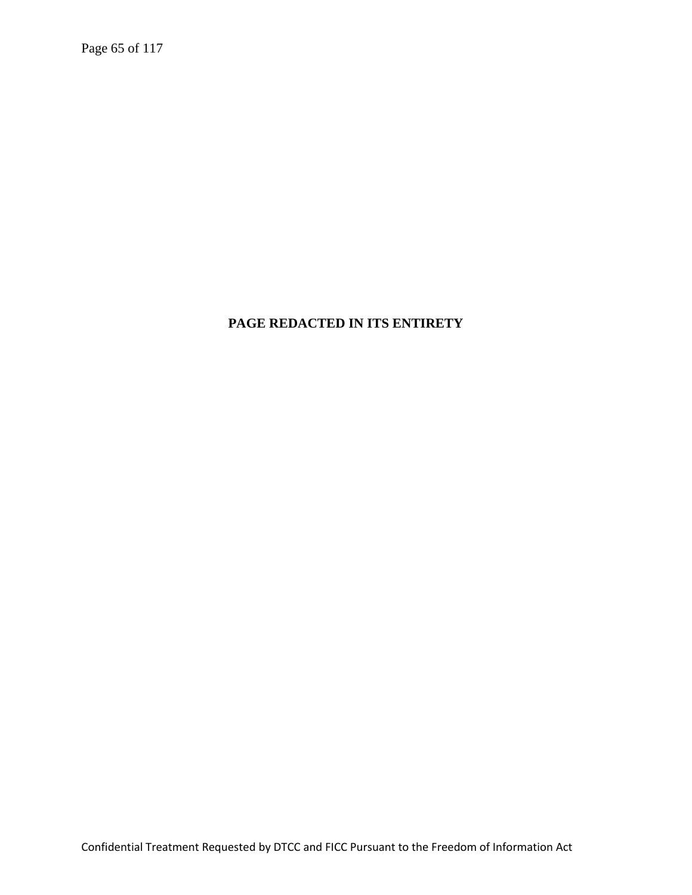**PAGE REDACTED IN ITS ENTIRETY**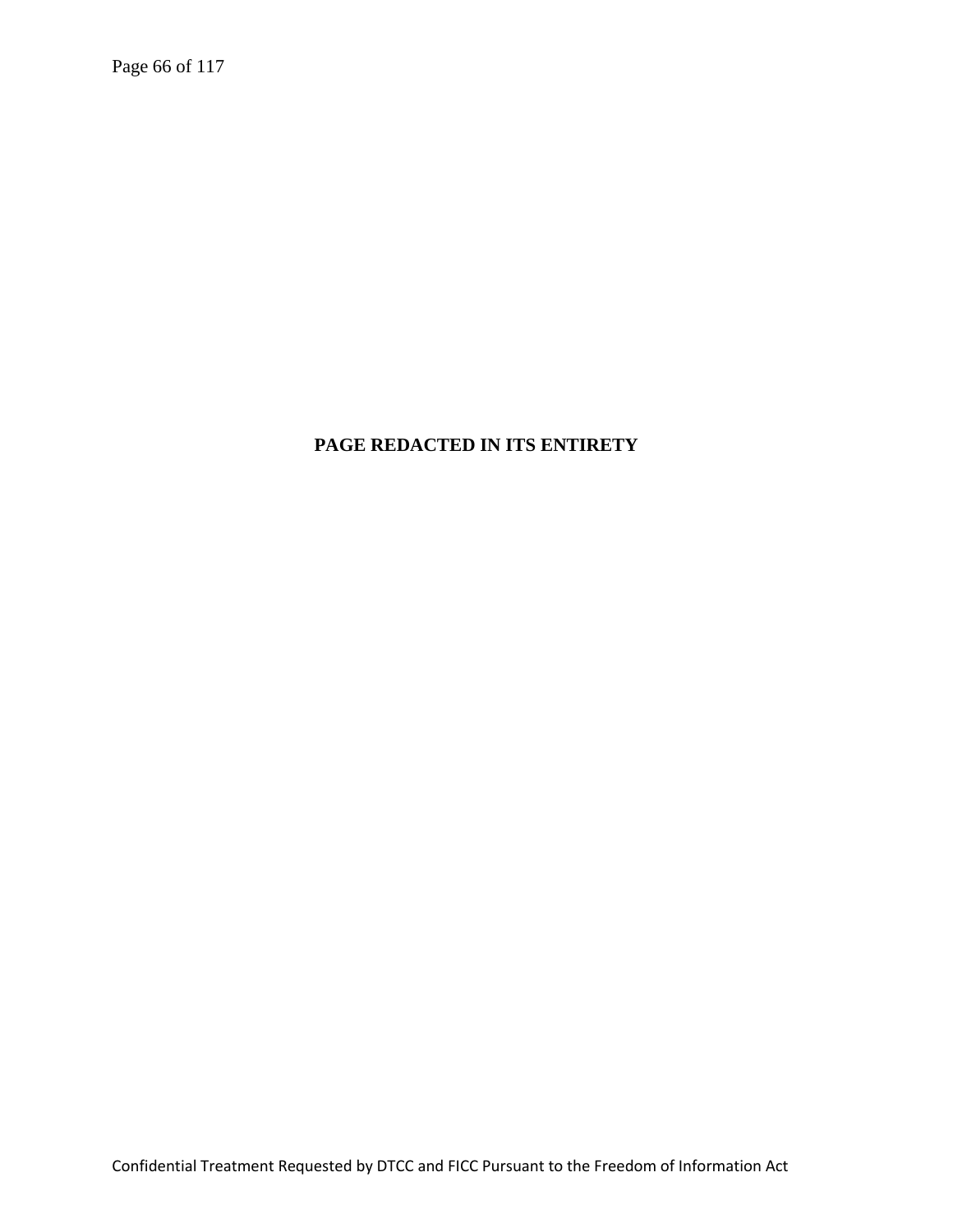**PAGE REDACTED IN ITS ENTIRETY**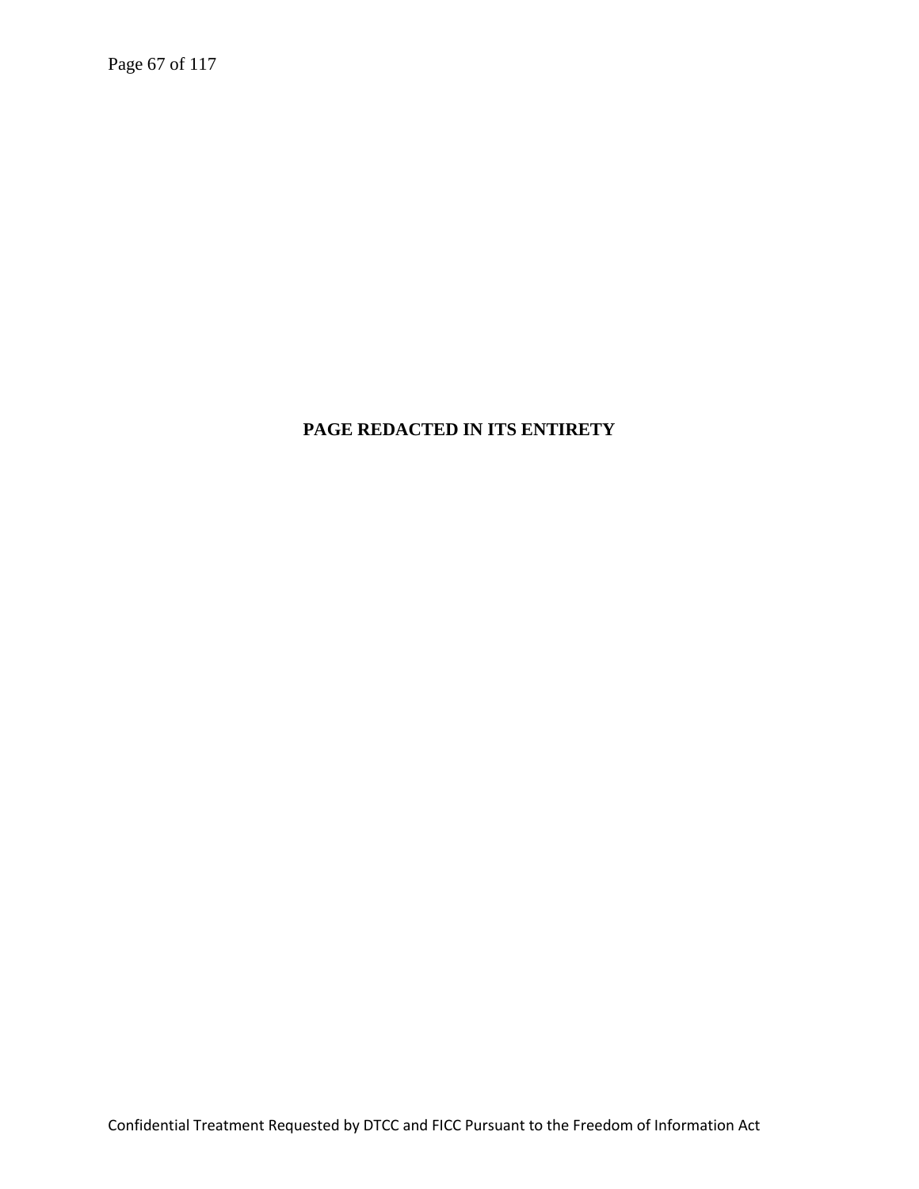**PAGE REDACTED IN ITS ENTIRETY**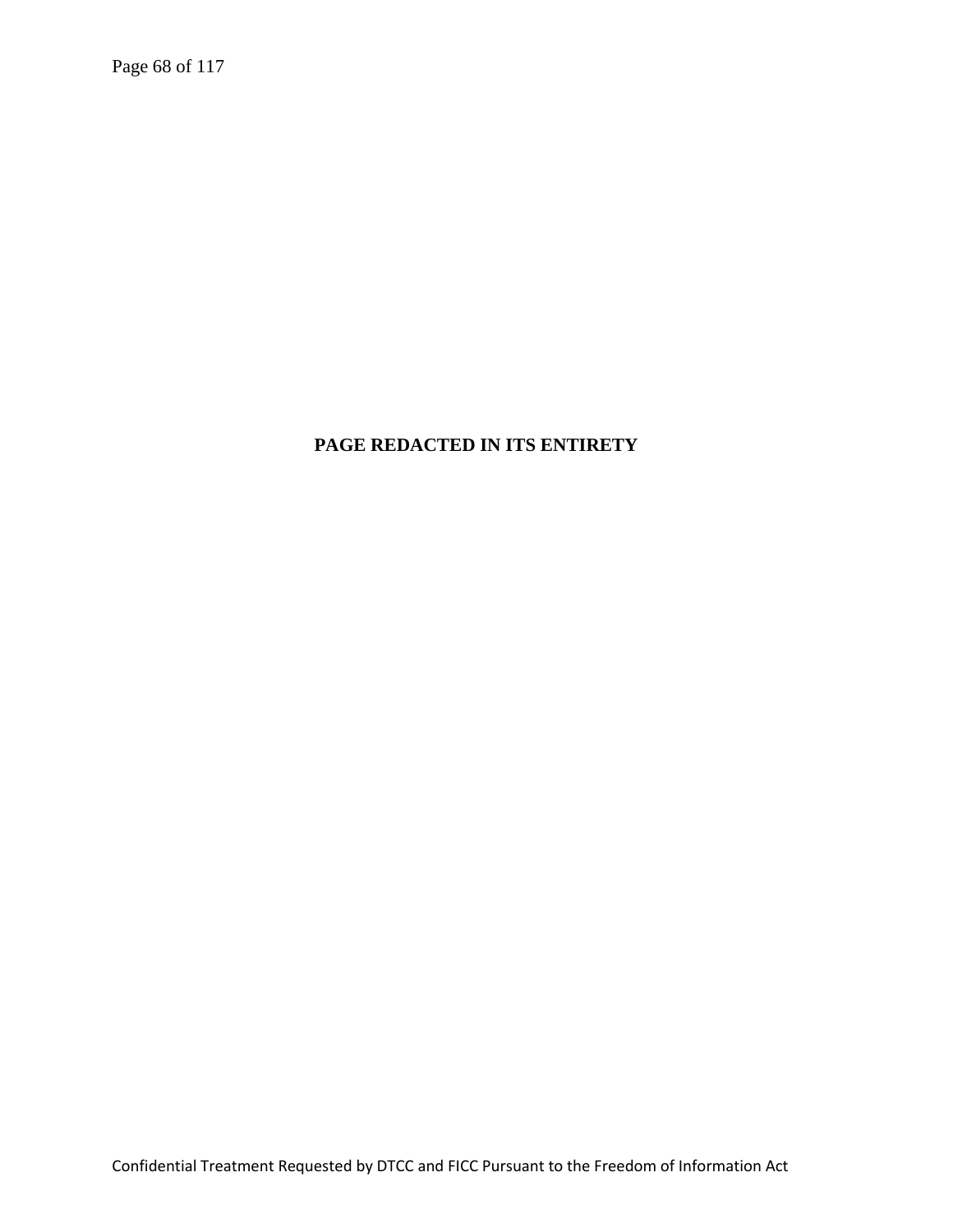**PAGE REDACTED IN ITS ENTIRETY**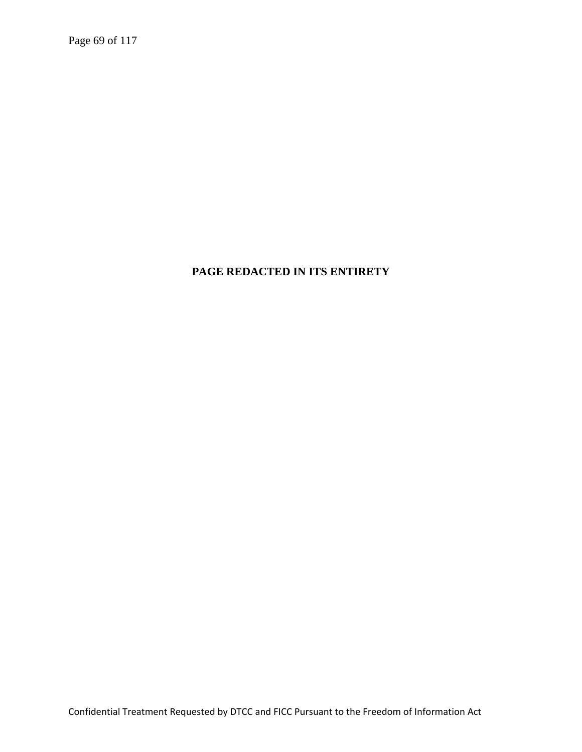**PAGE REDACTED IN ITS ENTIRETY**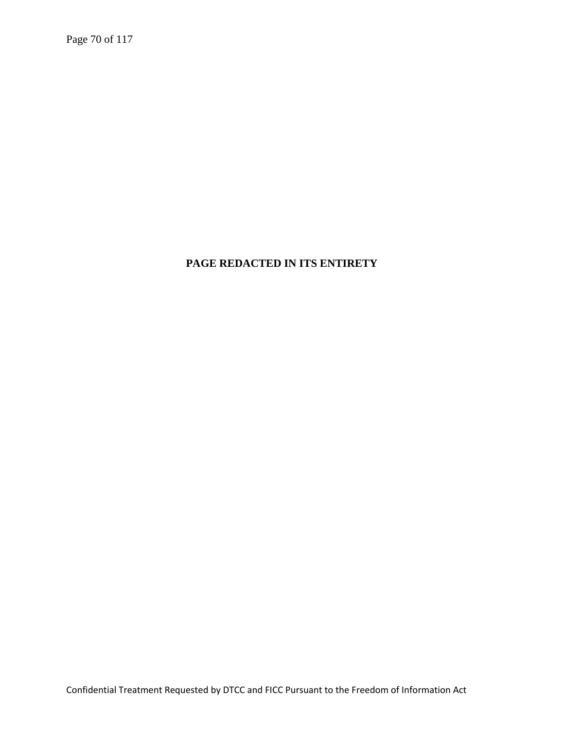**PAGE REDACTED IN ITS ENTIRETY**

Confidential Treatment Requested by DTCC and FICC Pursuant to the Freedom of Information Act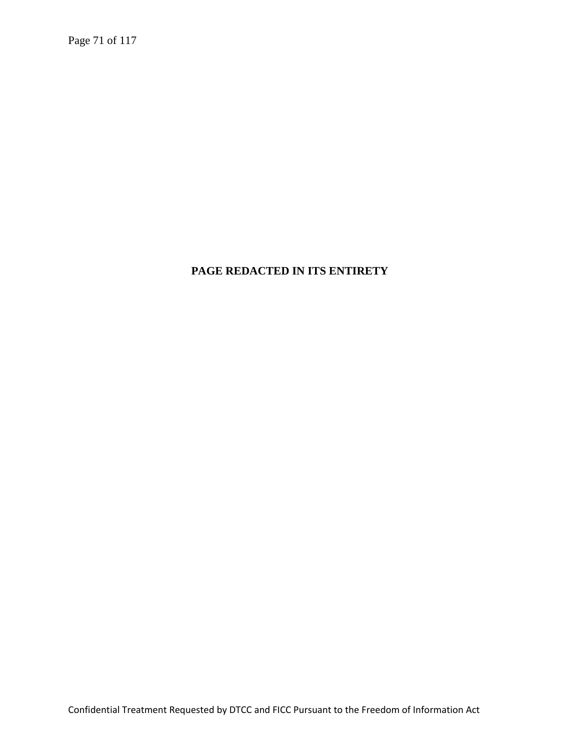**PAGE REDACTED IN ITS ENTIRETY**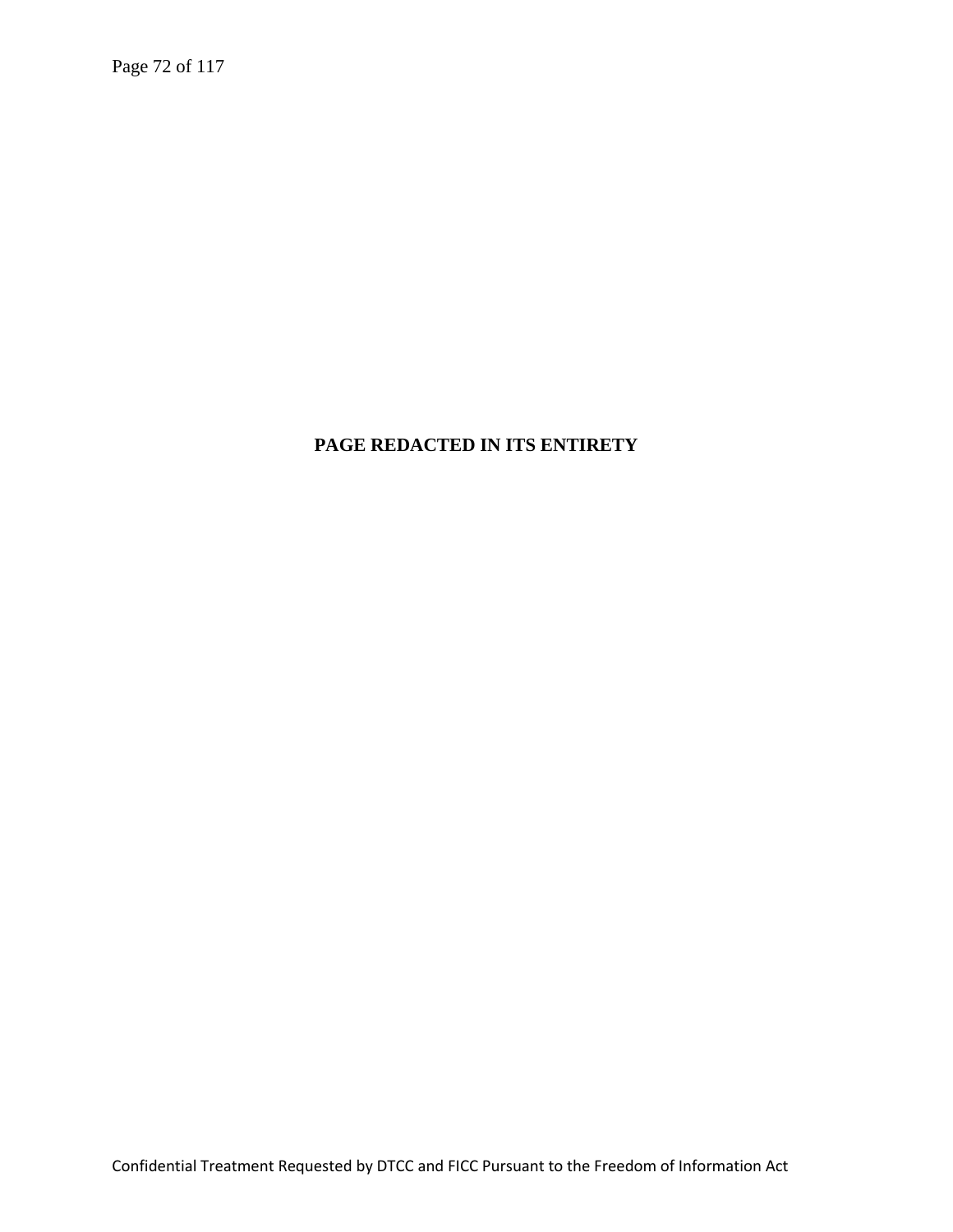**PAGE REDACTED IN ITS ENTIRETY**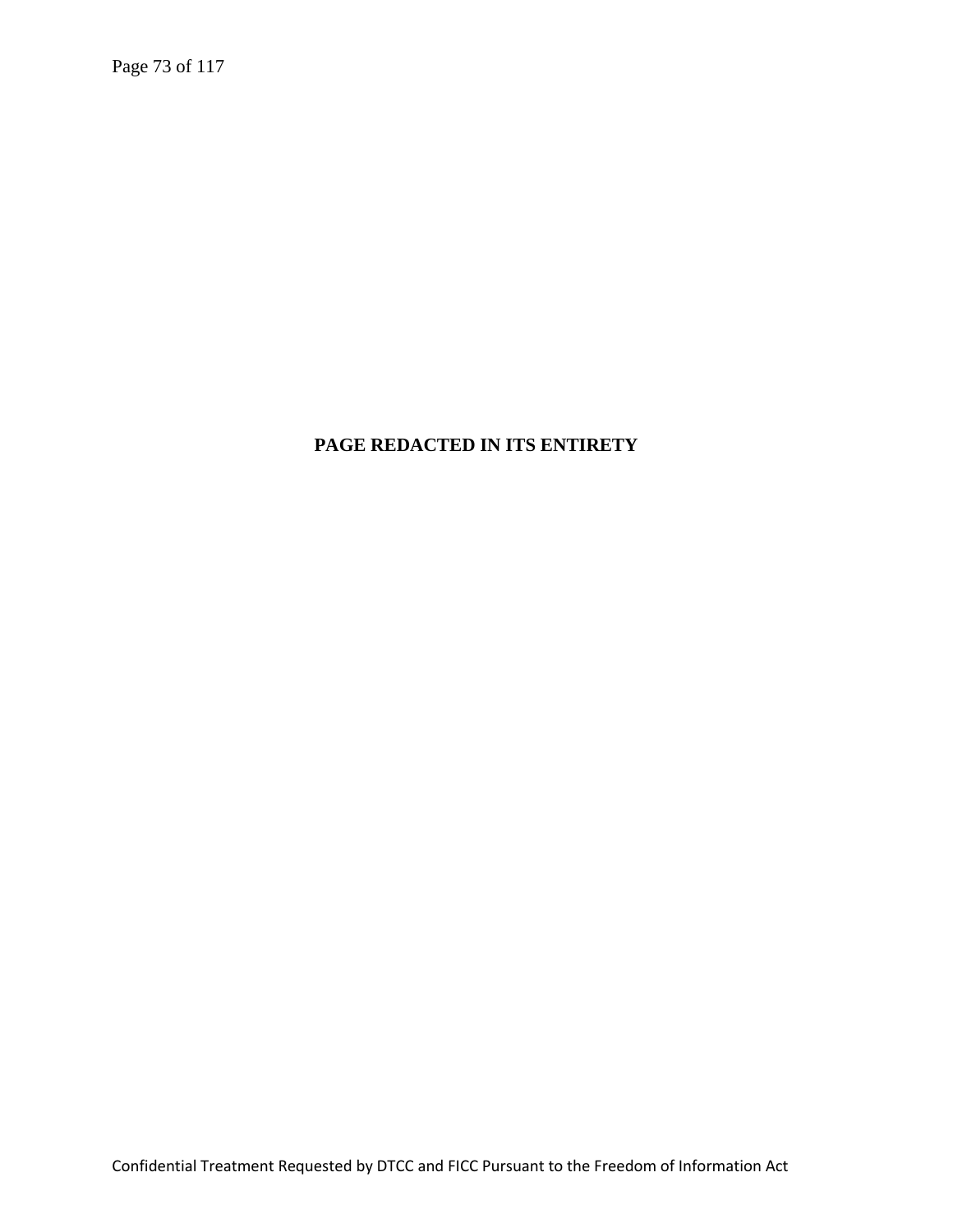**PAGE REDACTED IN ITS ENTIRETY**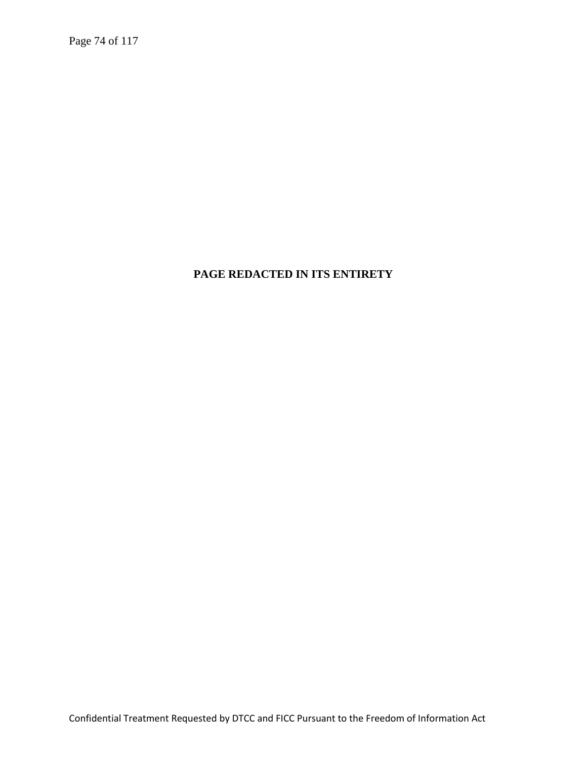**PAGE REDACTED IN ITS ENTIRETY**

Confidential Treatment Requested by DTCC and FICC Pursuant to the Freedom of Information Act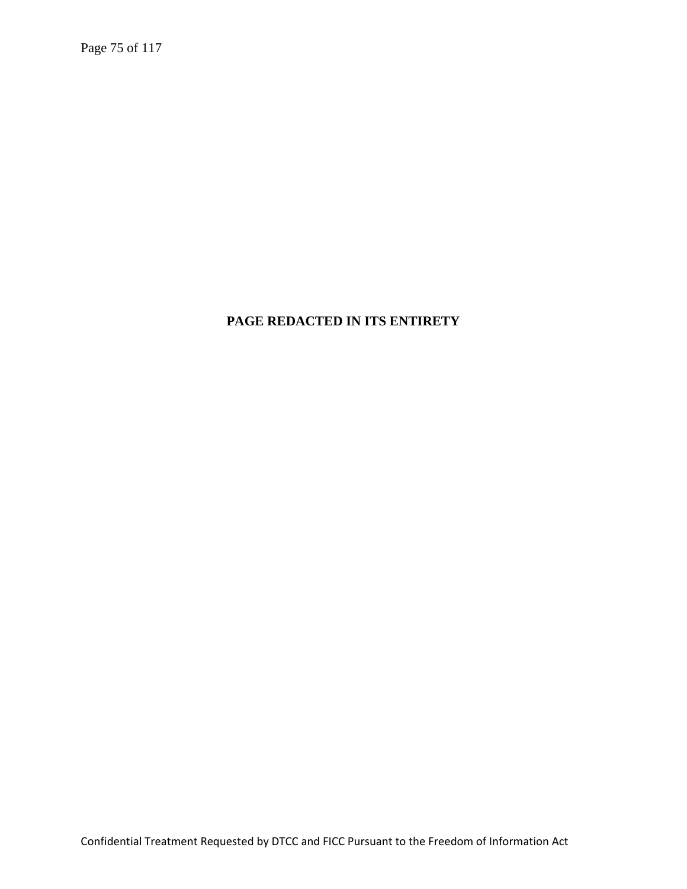**PAGE REDACTED IN ITS ENTIRETY**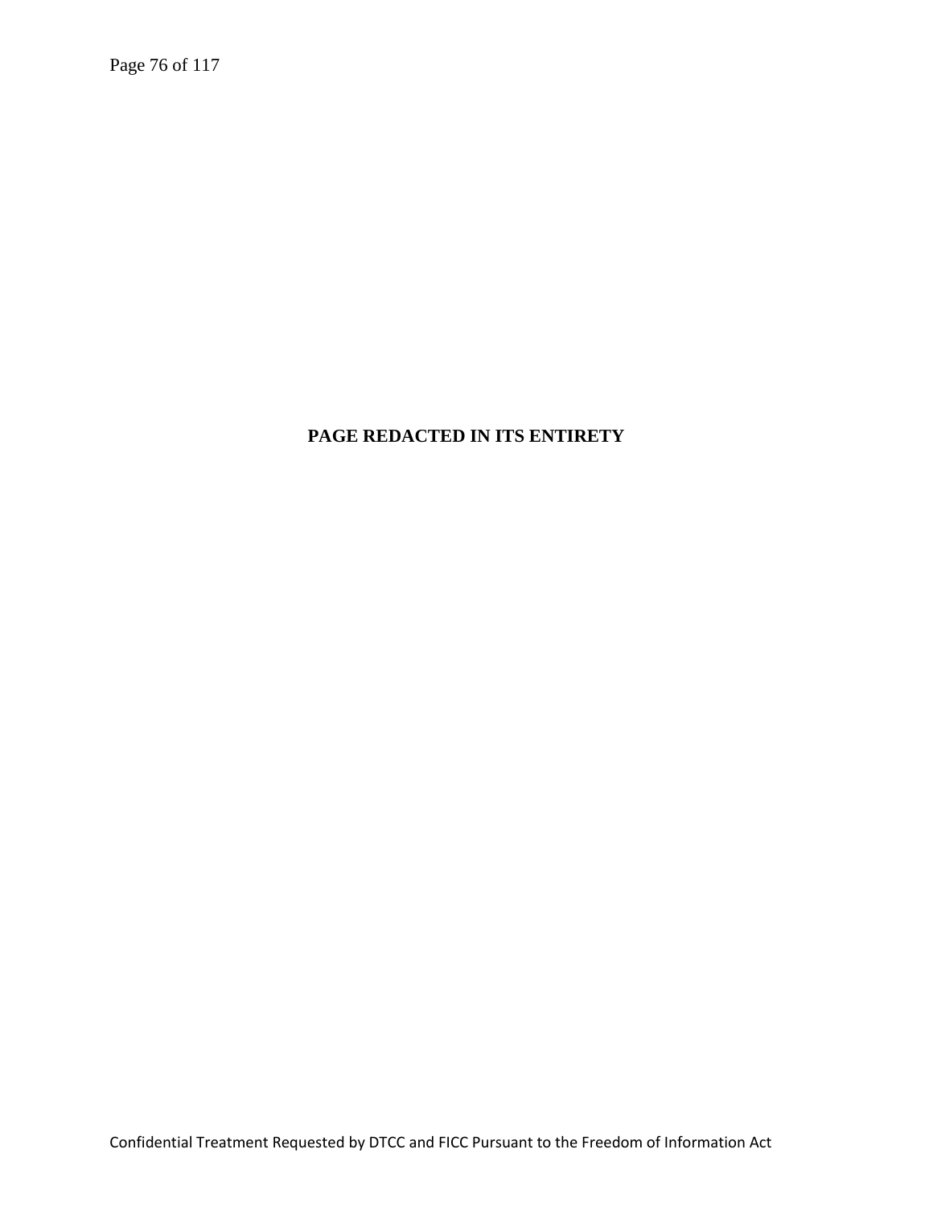**PAGE REDACTED IN ITS ENTIRETY**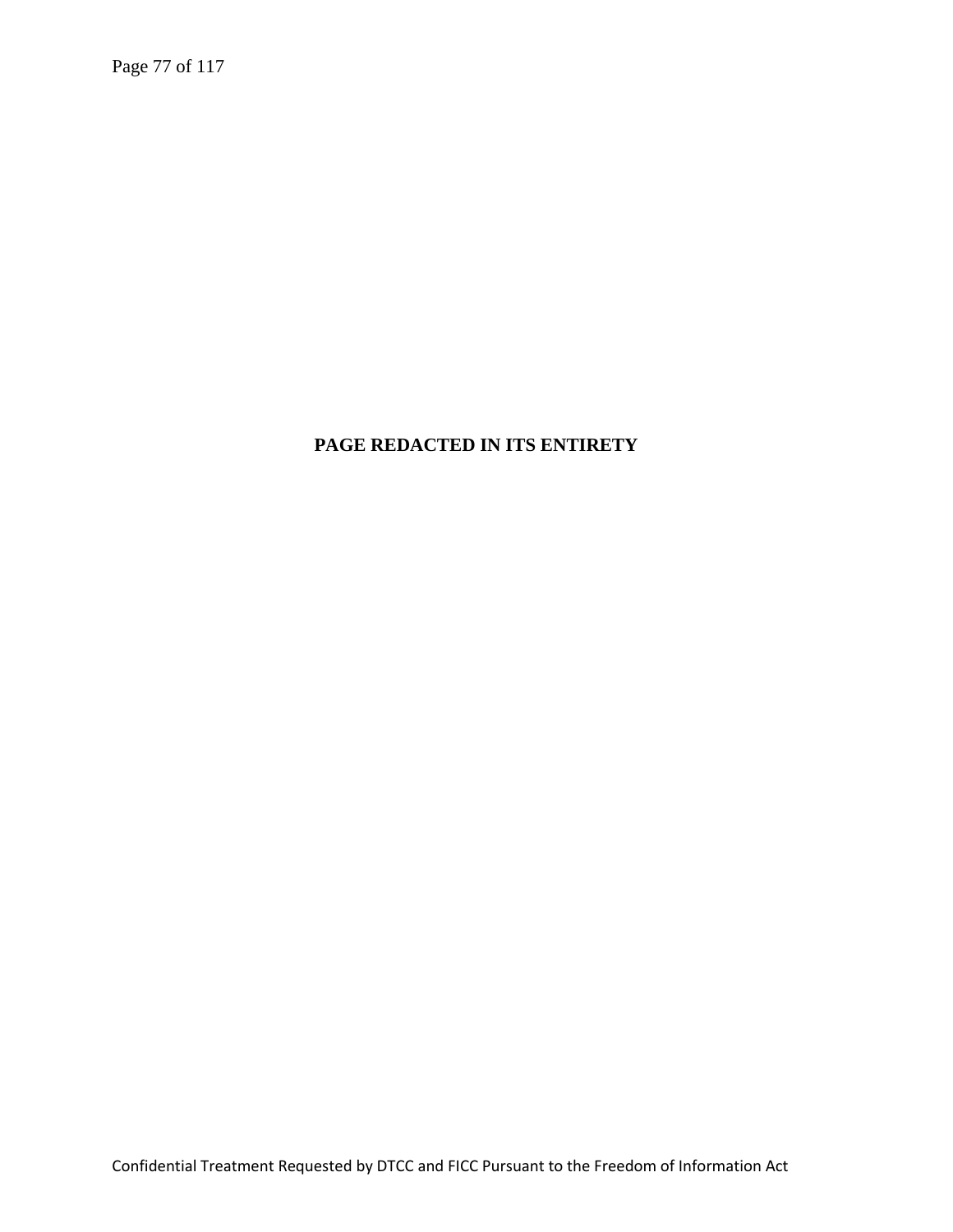**PAGE REDACTED IN ITS ENTIRETY**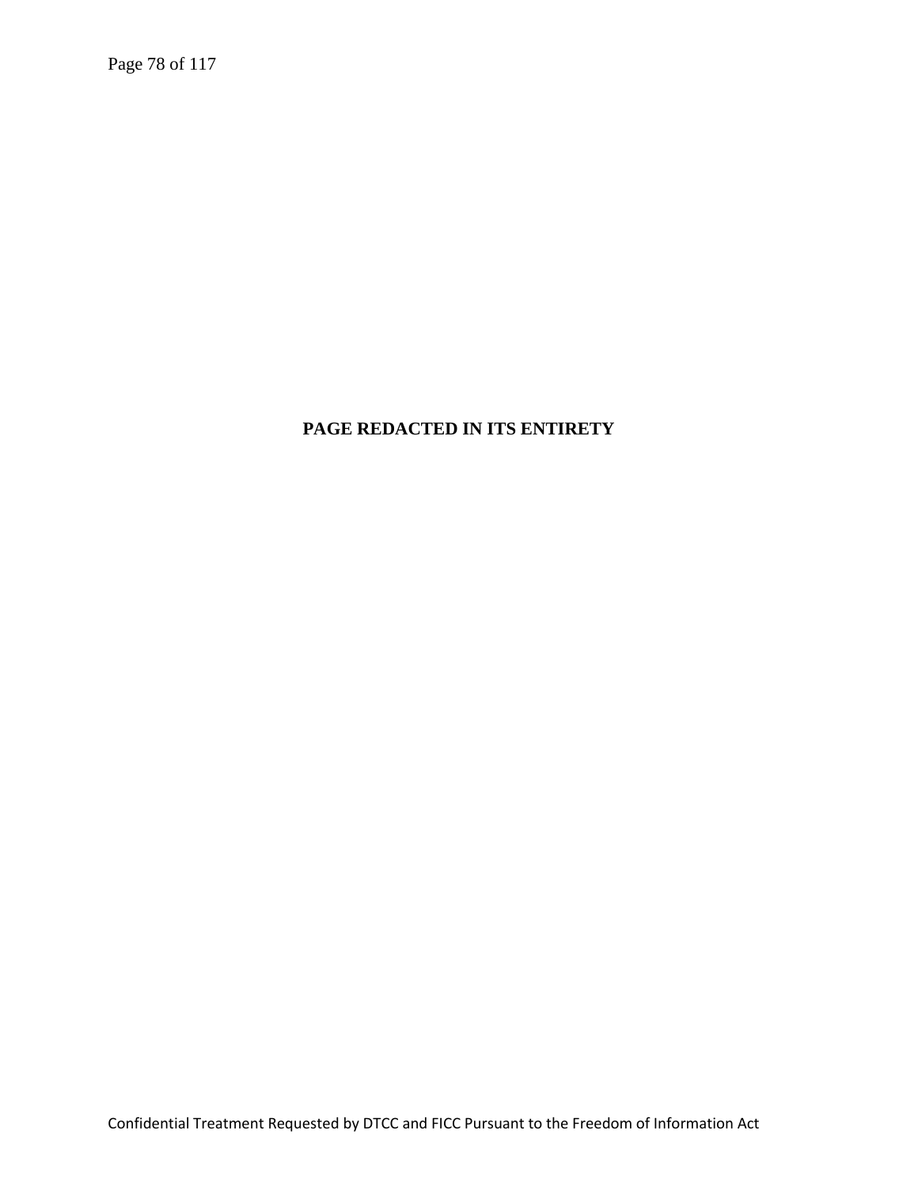**PAGE REDACTED IN ITS ENTIRETY**

Confidential Treatment Requested by DTCC and FICC Pursuant to the Freedom of Information Act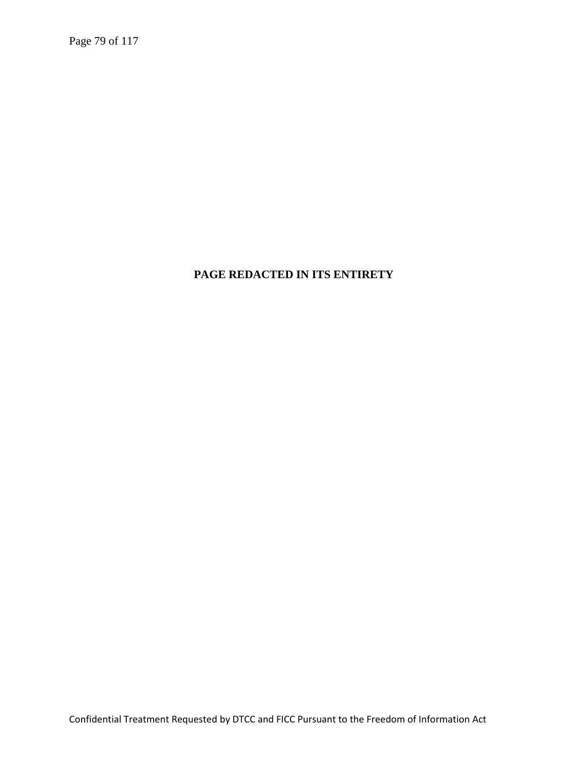**PAGE REDACTED IN ITS ENTIRETY**

Confidential Treatment Requested by DTCC and FICC Pursuant to the Freedom of Information Act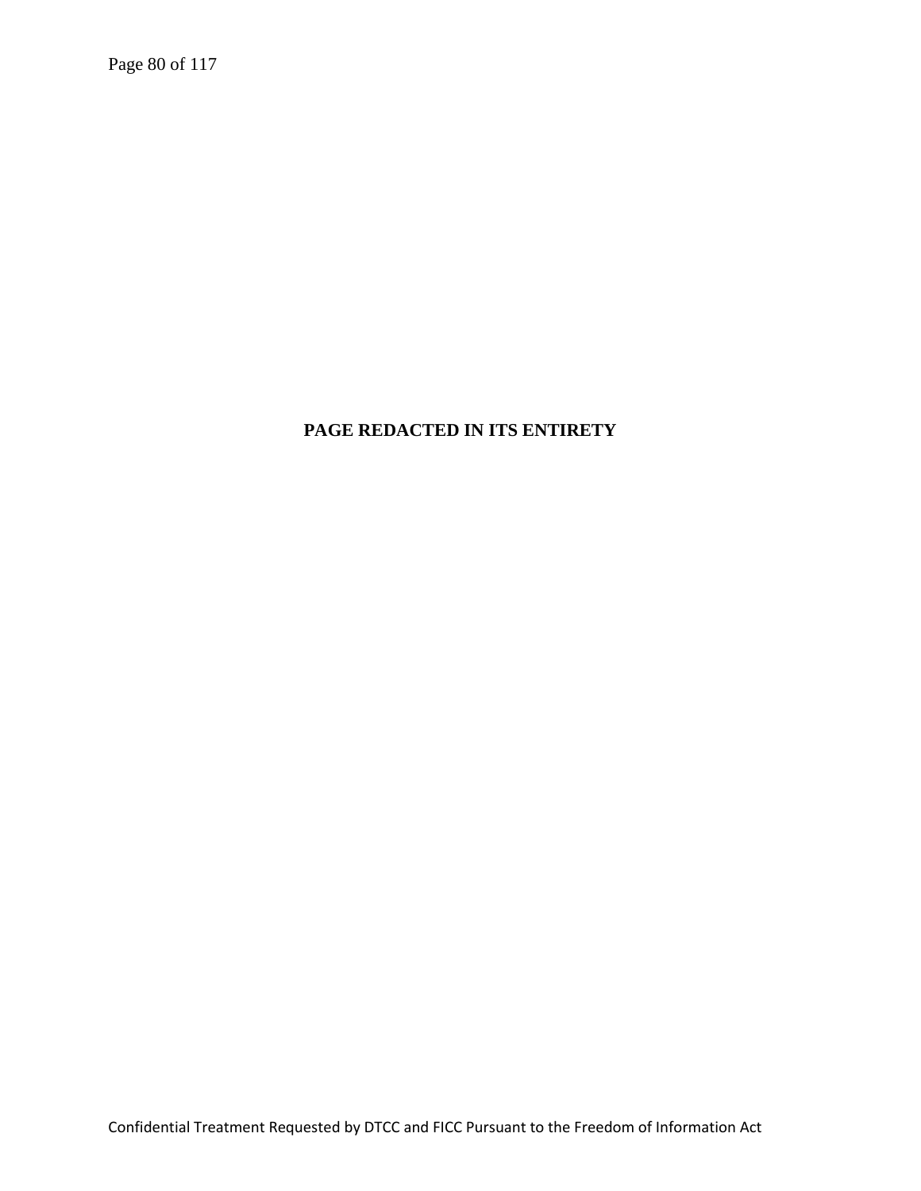**PAGE REDACTED IN ITS ENTIRETY**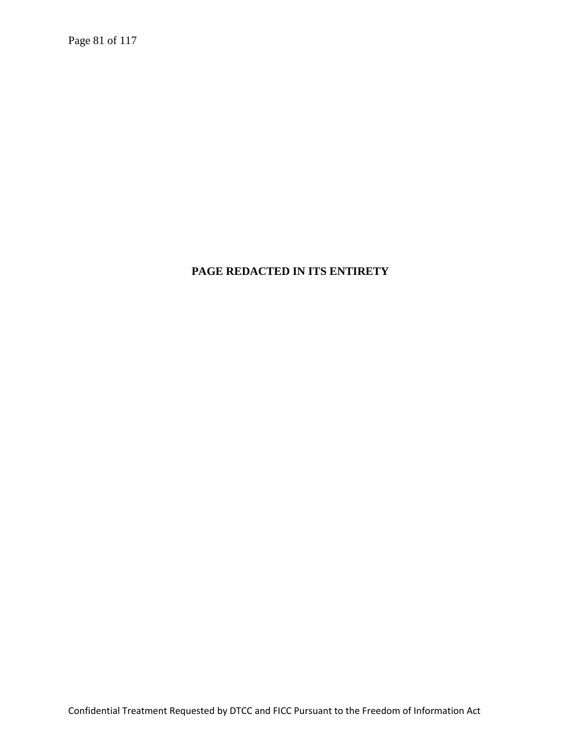**PAGE REDACTED IN ITS ENTIRETY**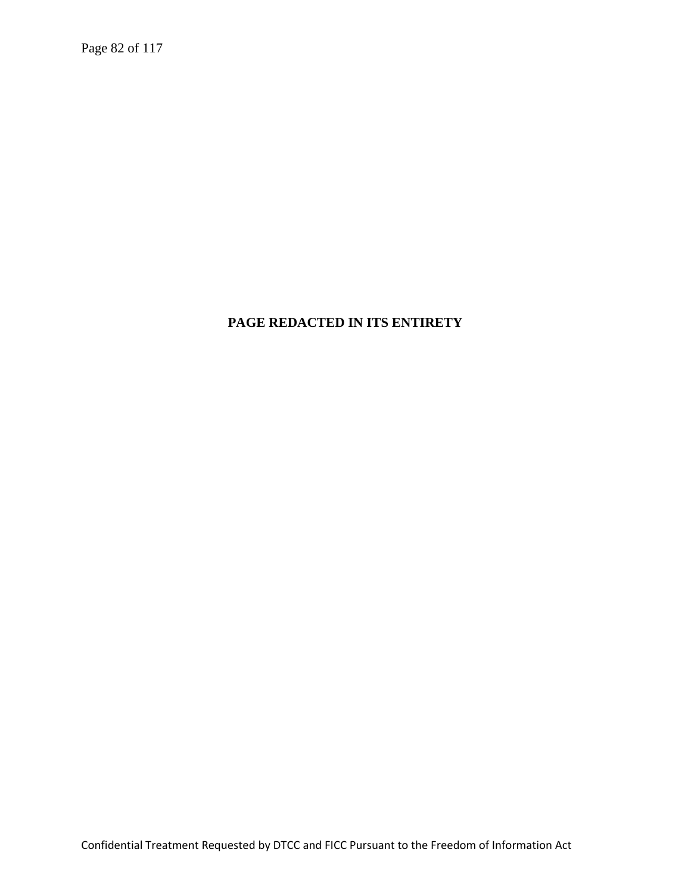**PAGE REDACTED IN ITS ENTIRETY**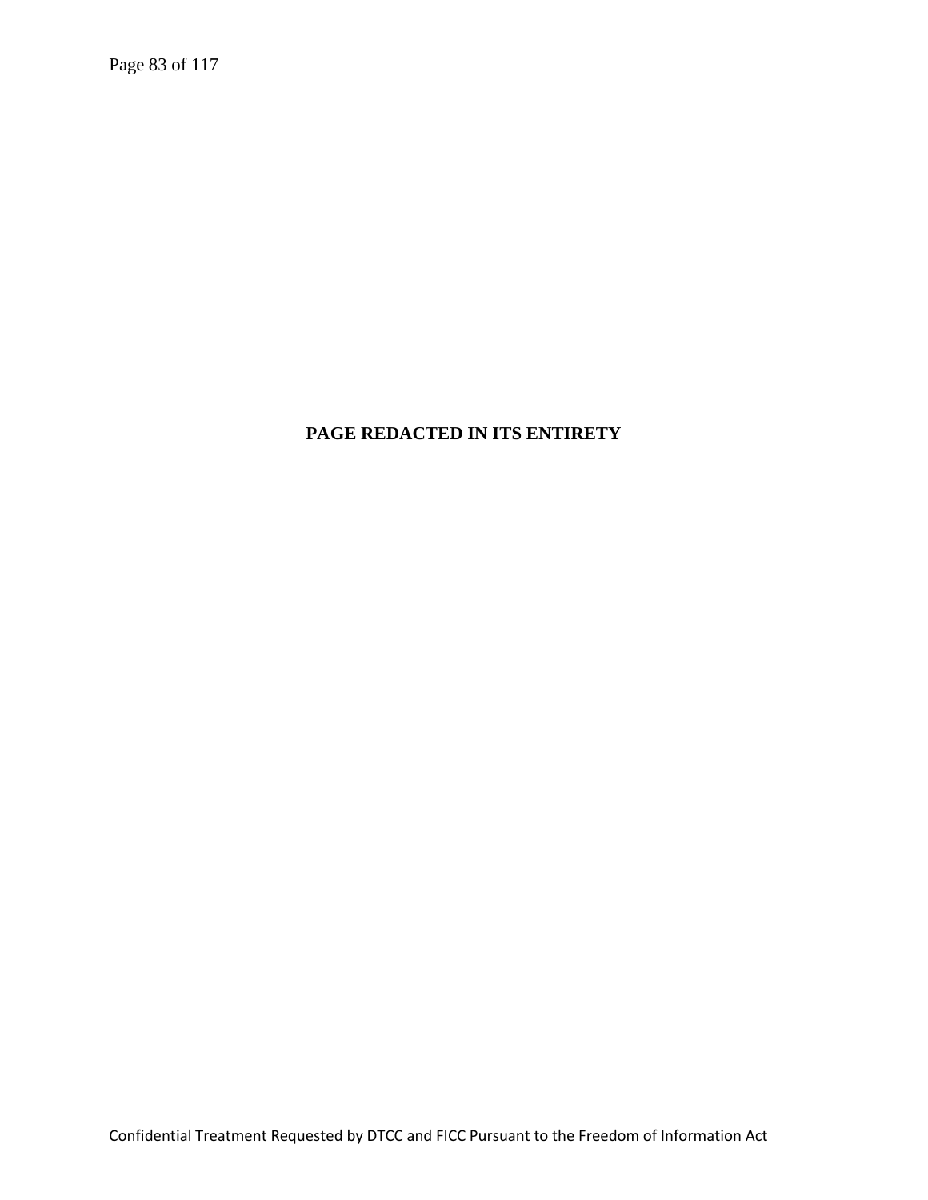**PAGE REDACTED IN ITS ENTIRETY**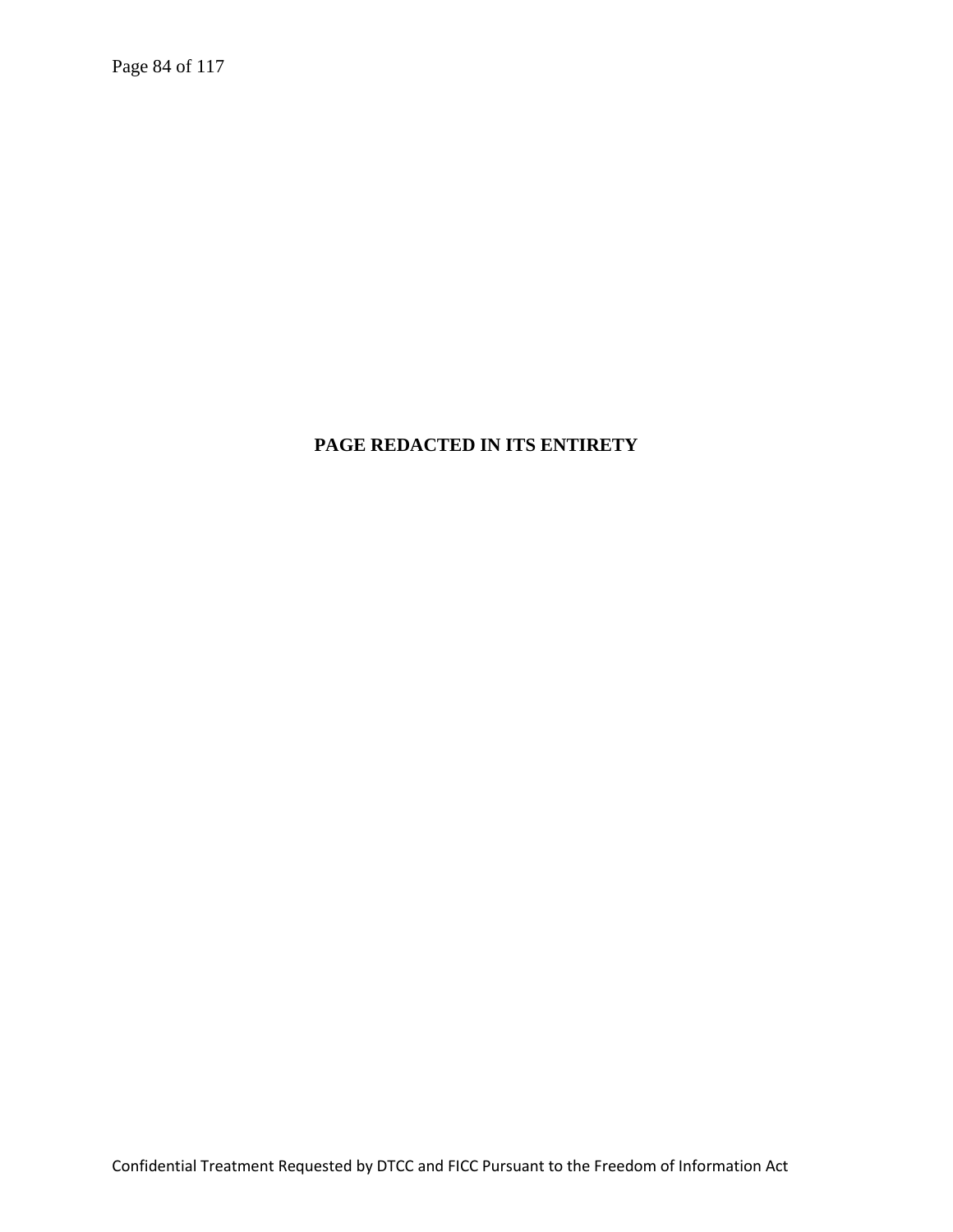**PAGE REDACTED IN ITS ENTIRETY**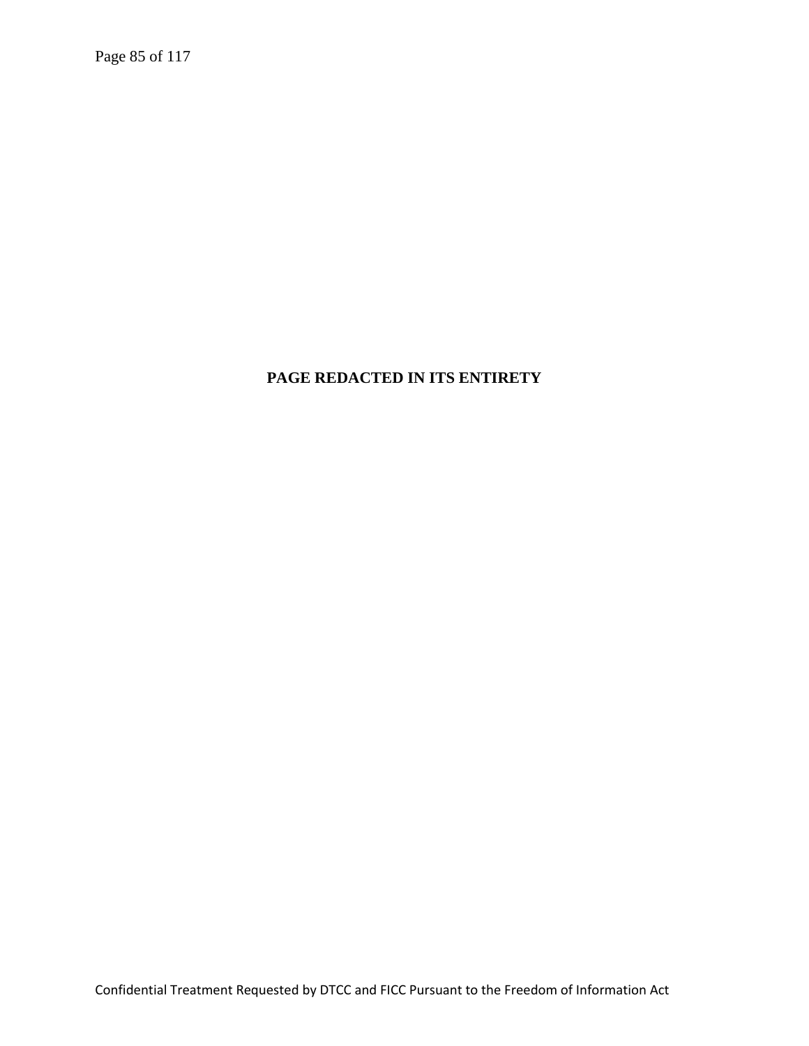**PAGE REDACTED IN ITS ENTIRETY**

Confidential Treatment Requested by DTCC and FICC Pursuant to the Freedom of Information Act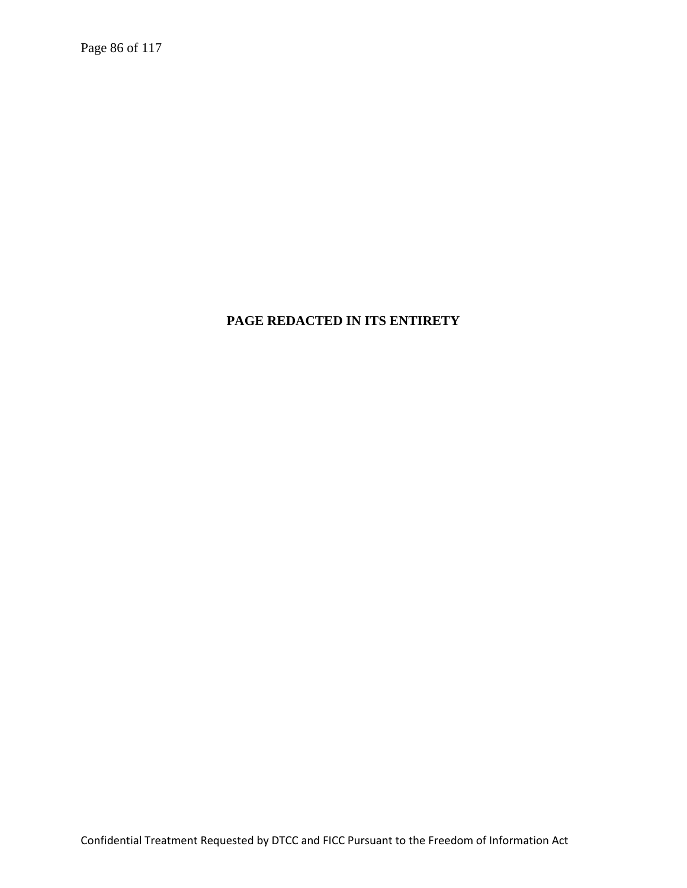**PAGE REDACTED IN ITS ENTIRETY**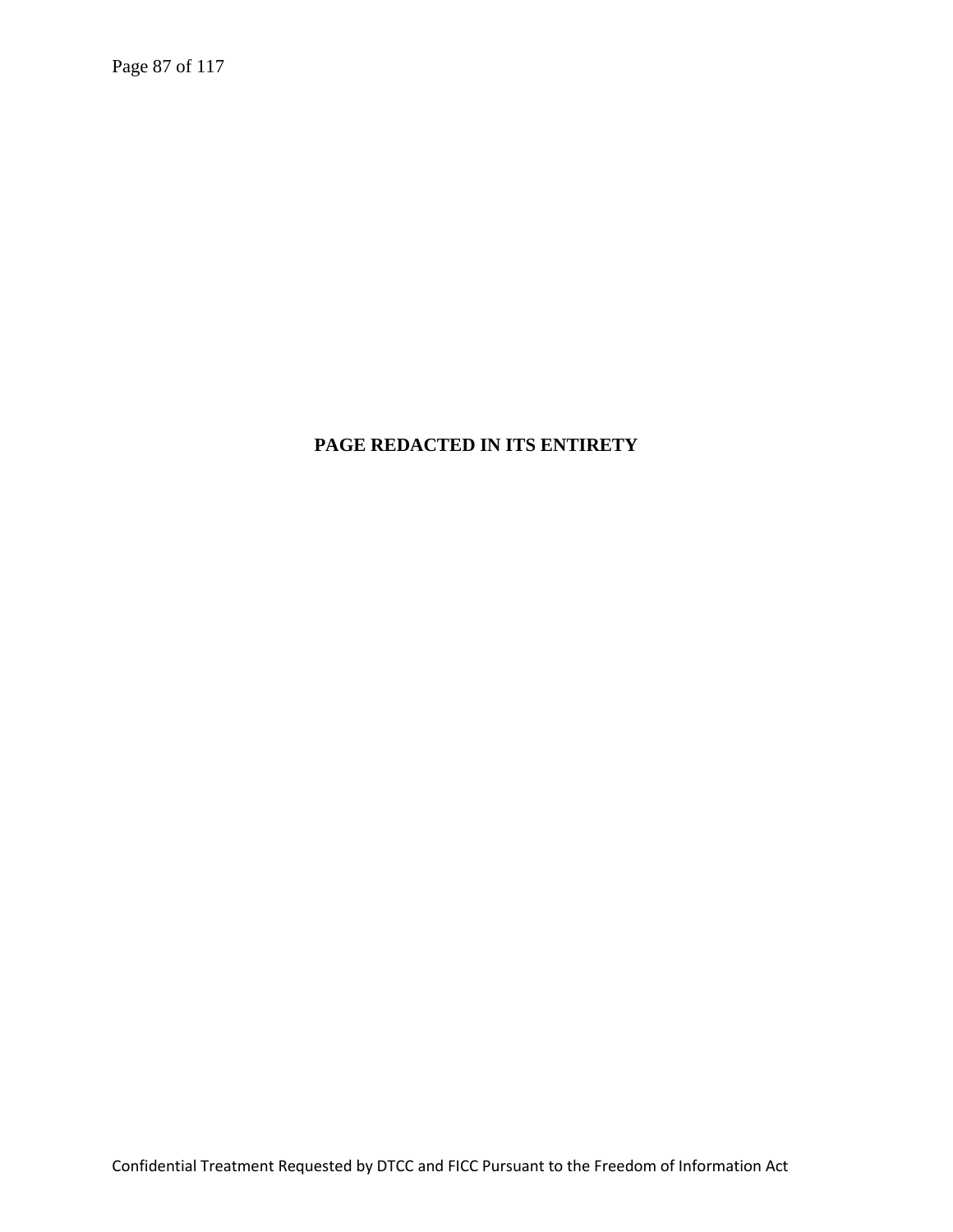**PAGE REDACTED IN ITS ENTIRETY**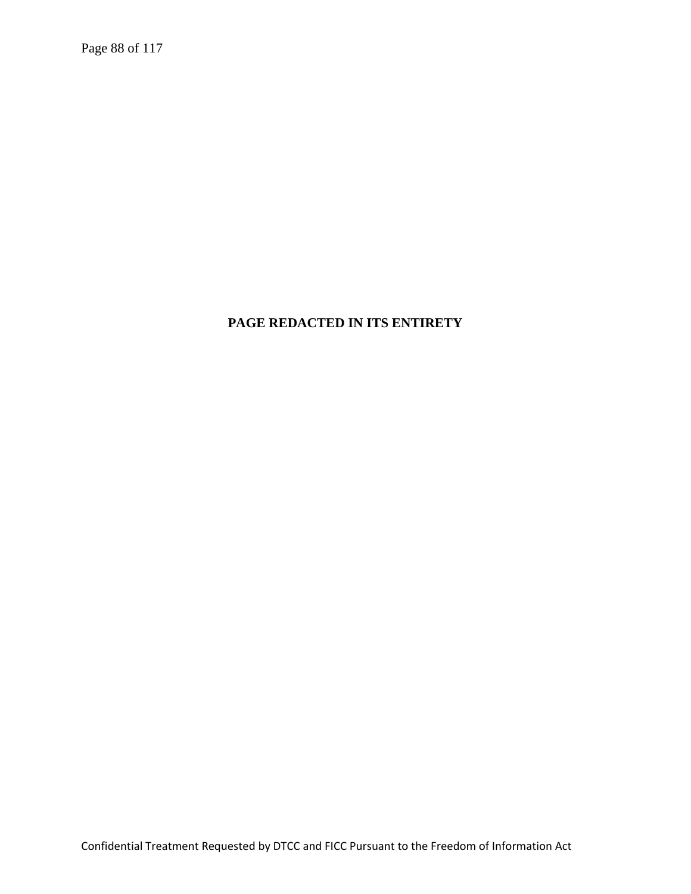**PAGE REDACTED IN ITS ENTIRETY**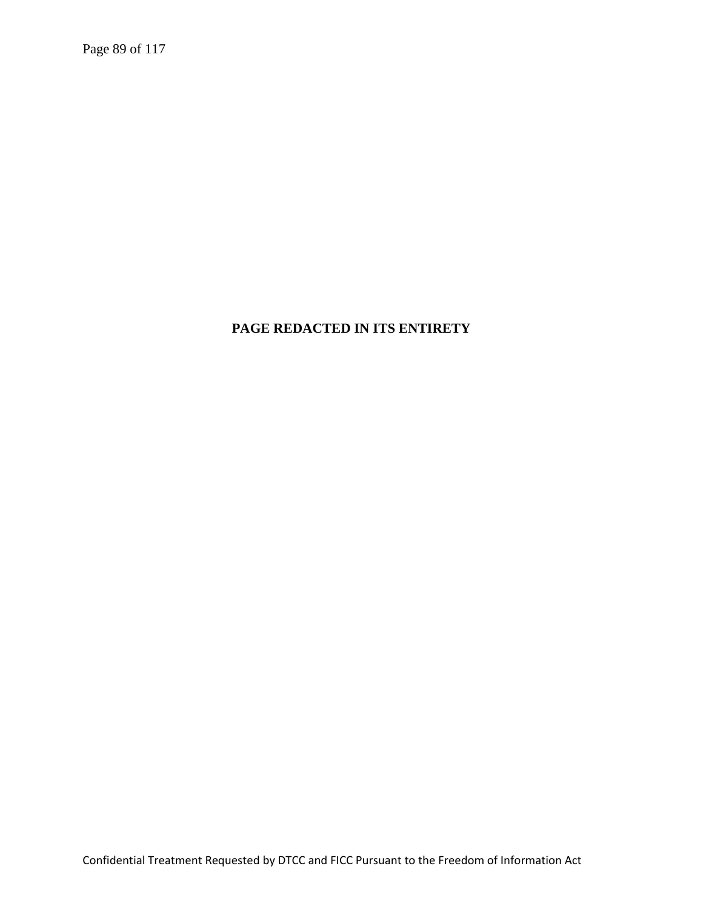**PAGE REDACTED IN ITS ENTIRETY**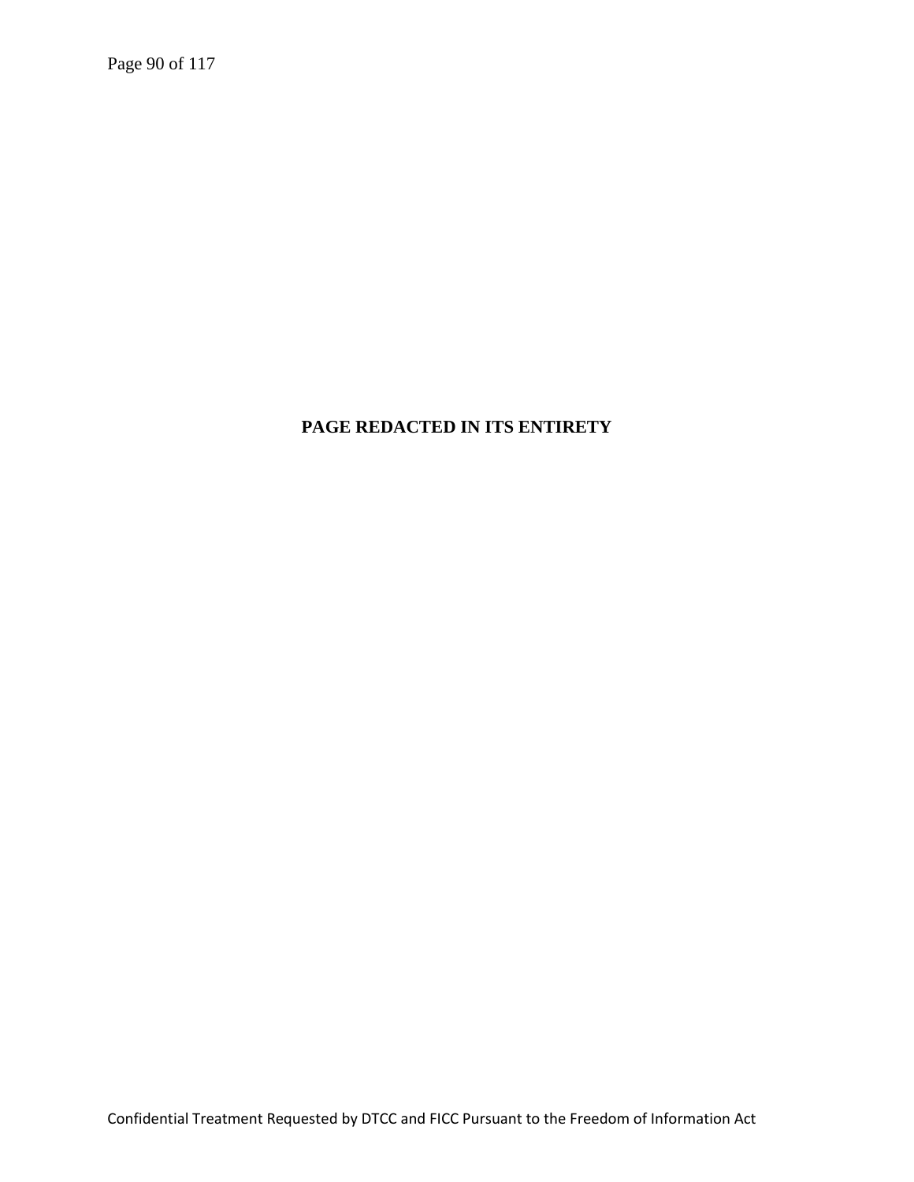**PAGE REDACTED IN ITS ENTIRETY**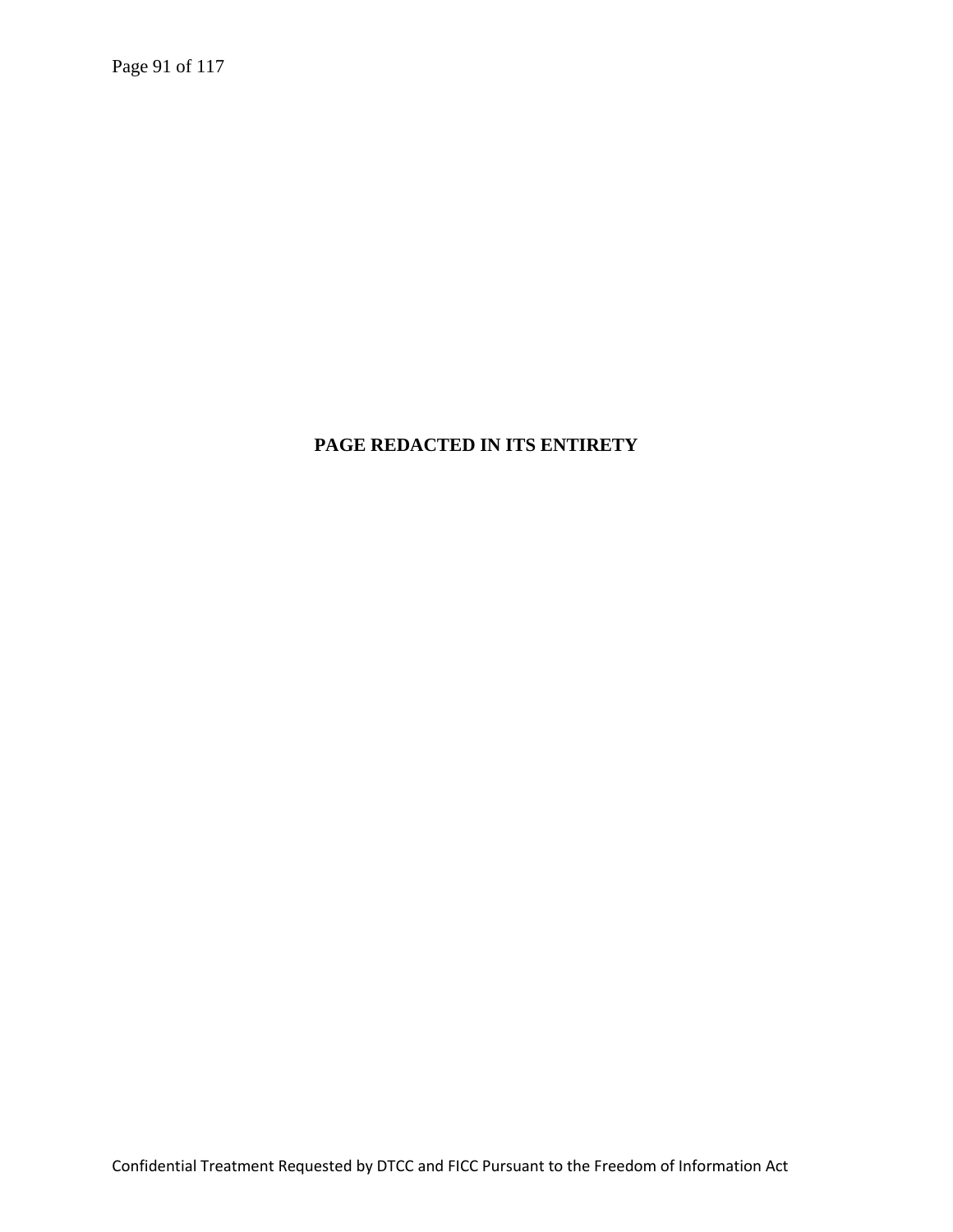**PAGE REDACTED IN ITS ENTIRETY**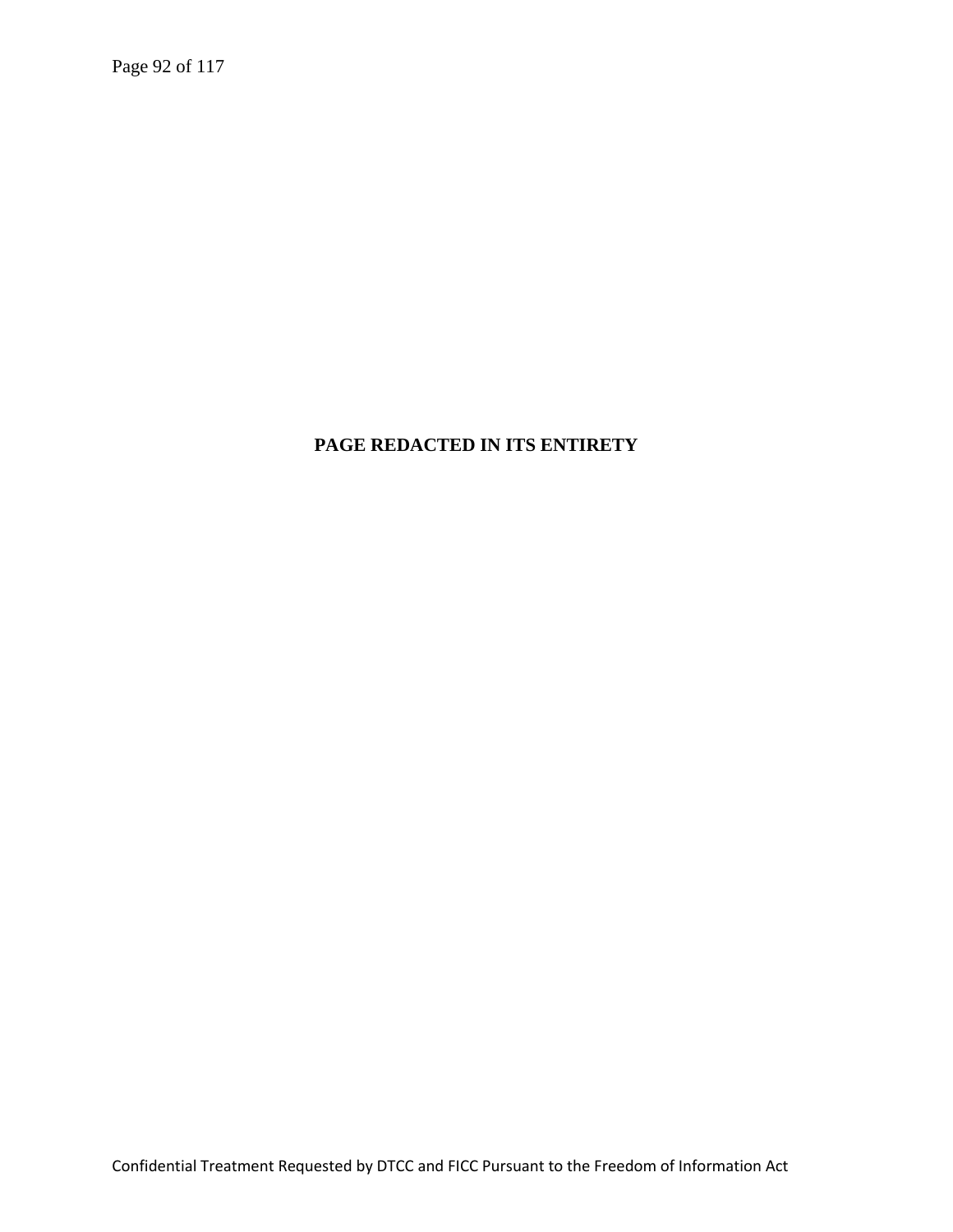**PAGE REDACTED IN ITS ENTIRETY**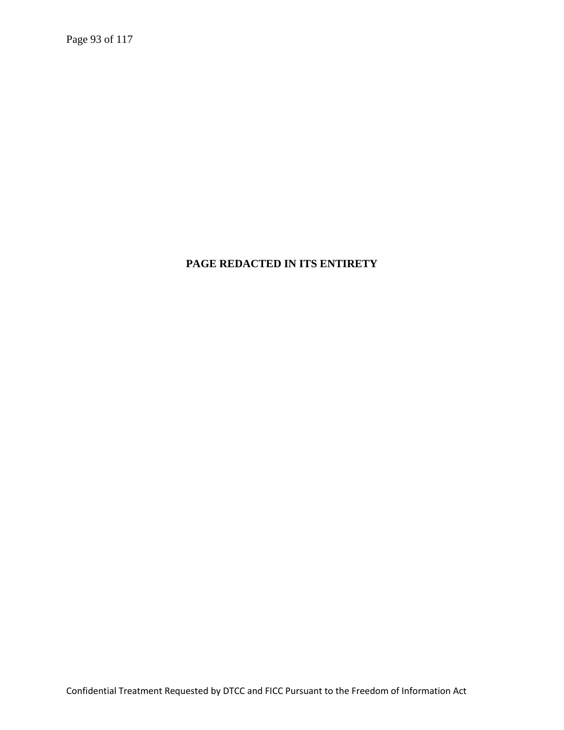**PAGE REDACTED IN ITS ENTIRETY**

Confidential Treatment Requested by DTCC and FICC Pursuant to the Freedom of Information Act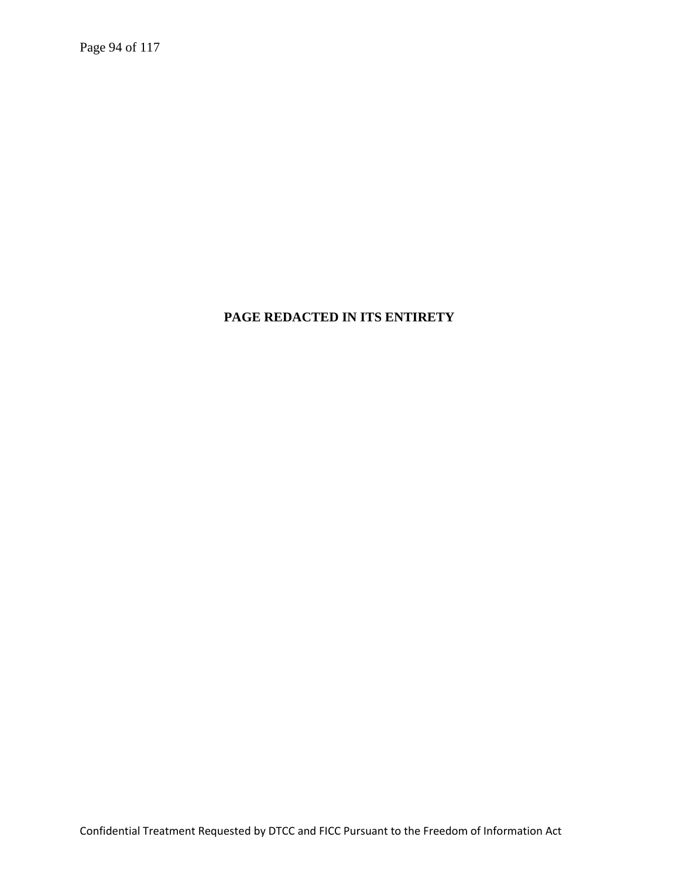**PAGE REDACTED IN ITS ENTIRETY**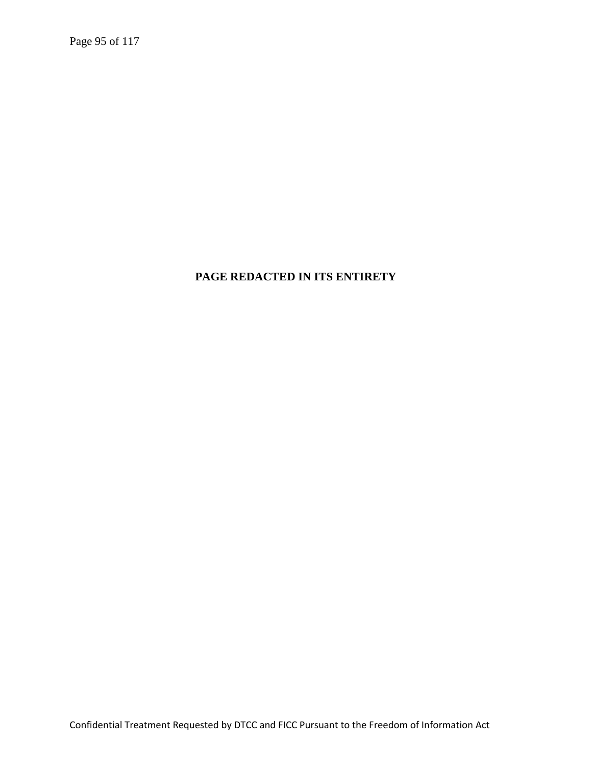**PAGE REDACTED IN ITS ENTIRETY**

Confidential Treatment Requested by DTCC and FICC Pursuant to the Freedom of Information Act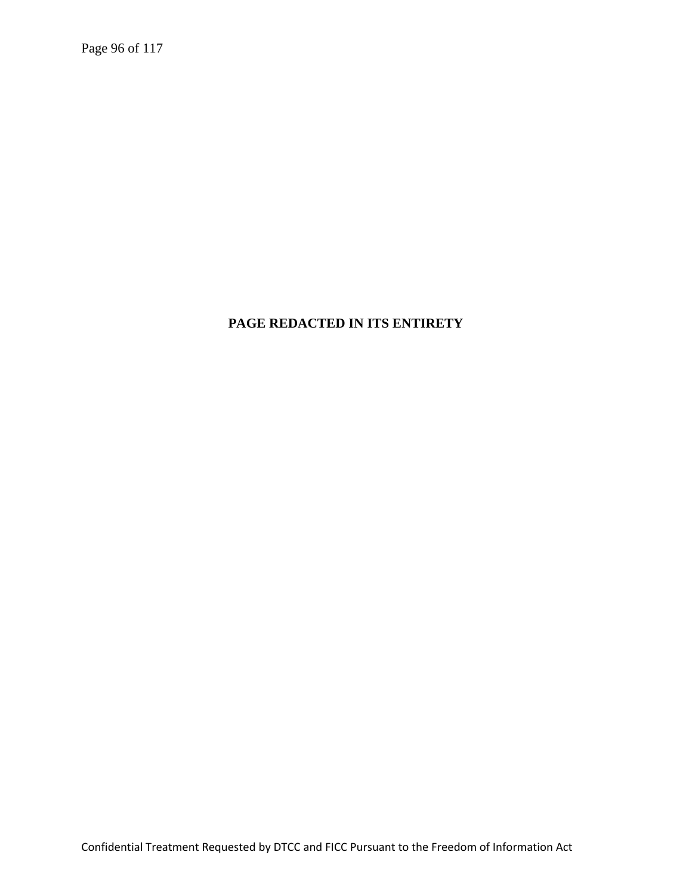**PAGE REDACTED IN ITS ENTIRETY**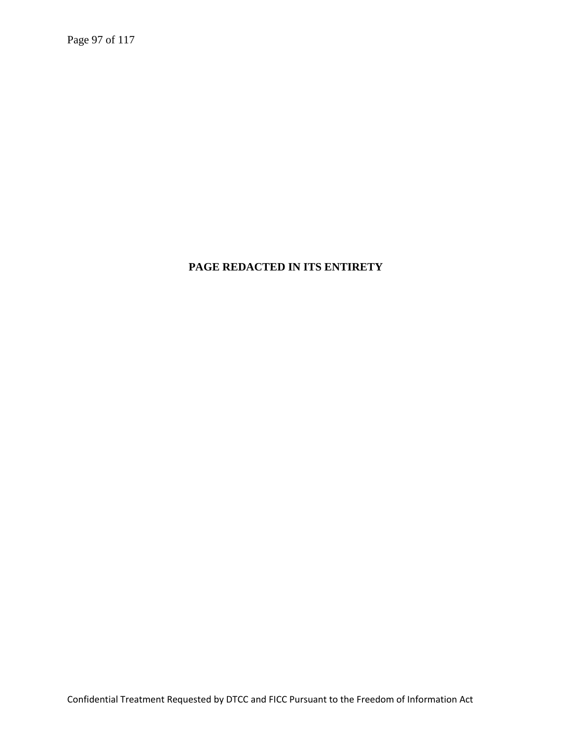**PAGE REDACTED IN ITS ENTIRETY**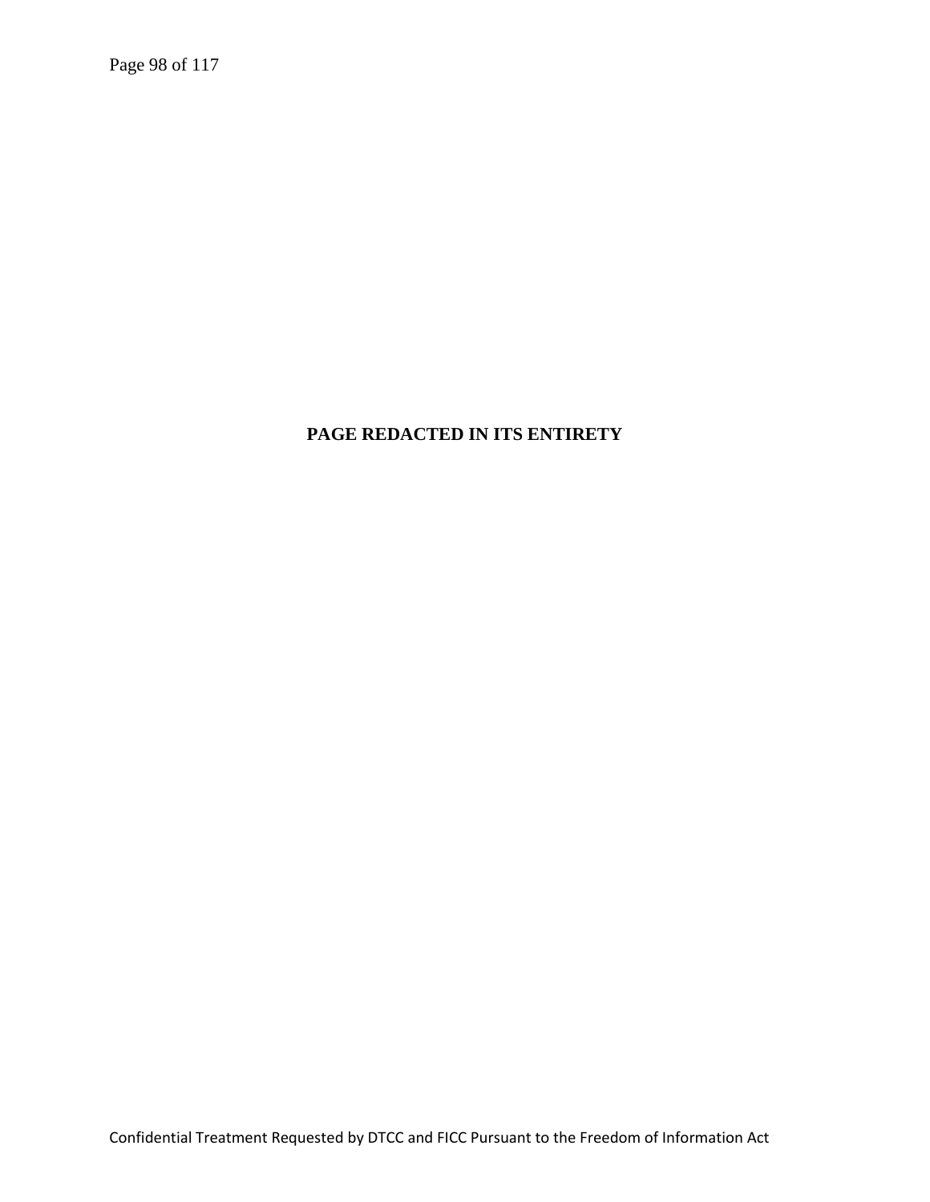**PAGE REDACTED IN ITS ENTIRETY**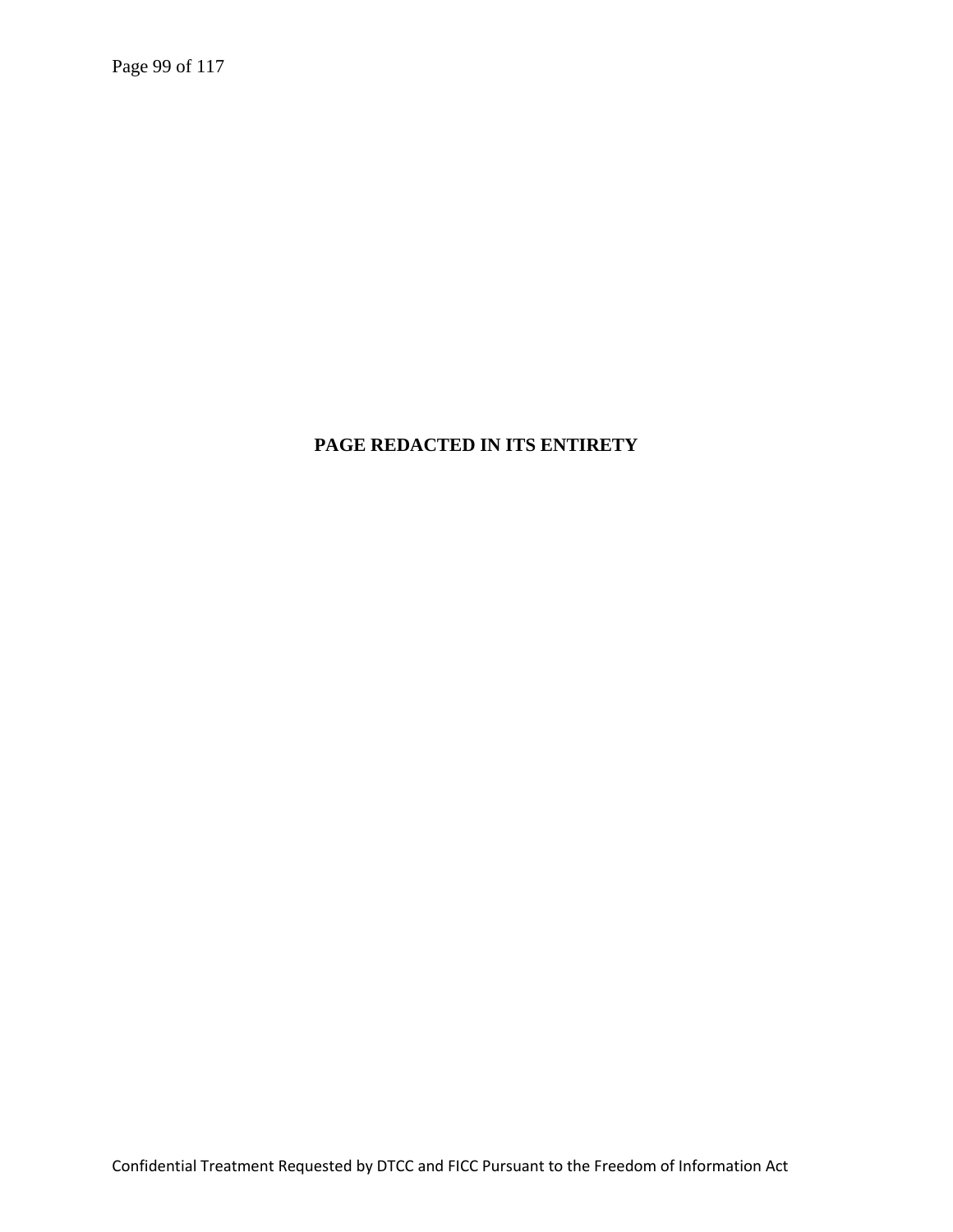**PAGE REDACTED IN ITS ENTIRETY**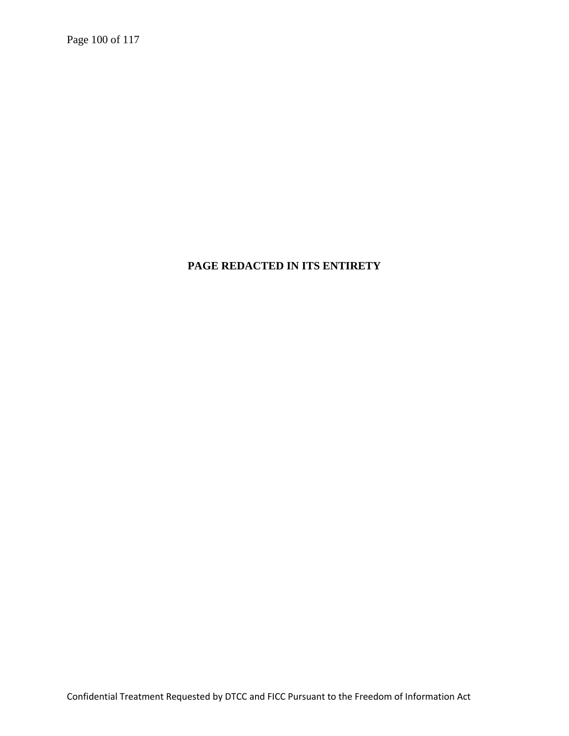**PAGE REDACTED IN ITS ENTIRETY**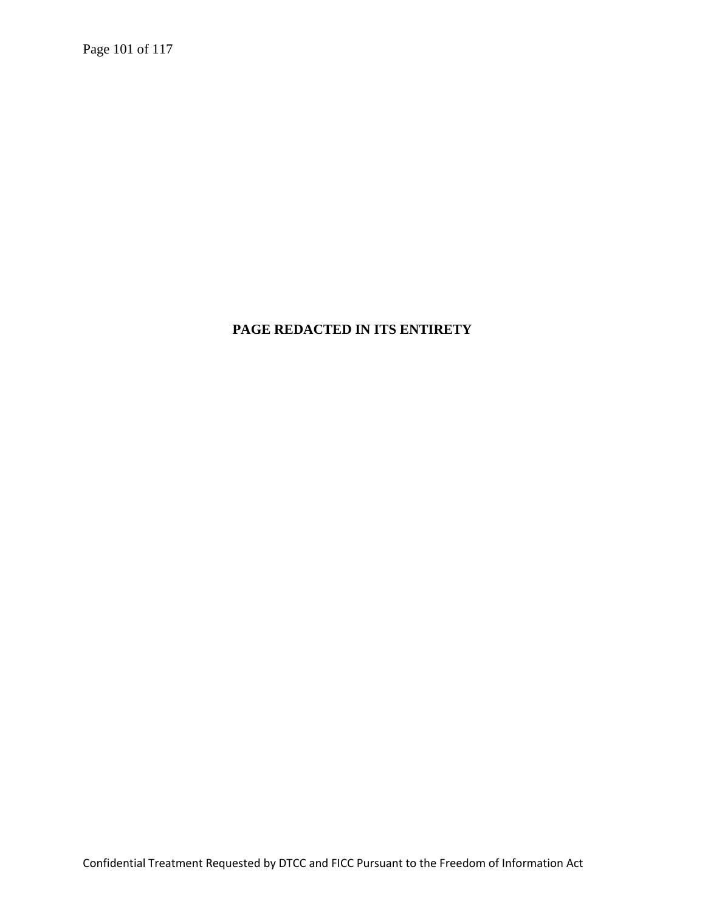**PAGE REDACTED IN ITS ENTIRETY**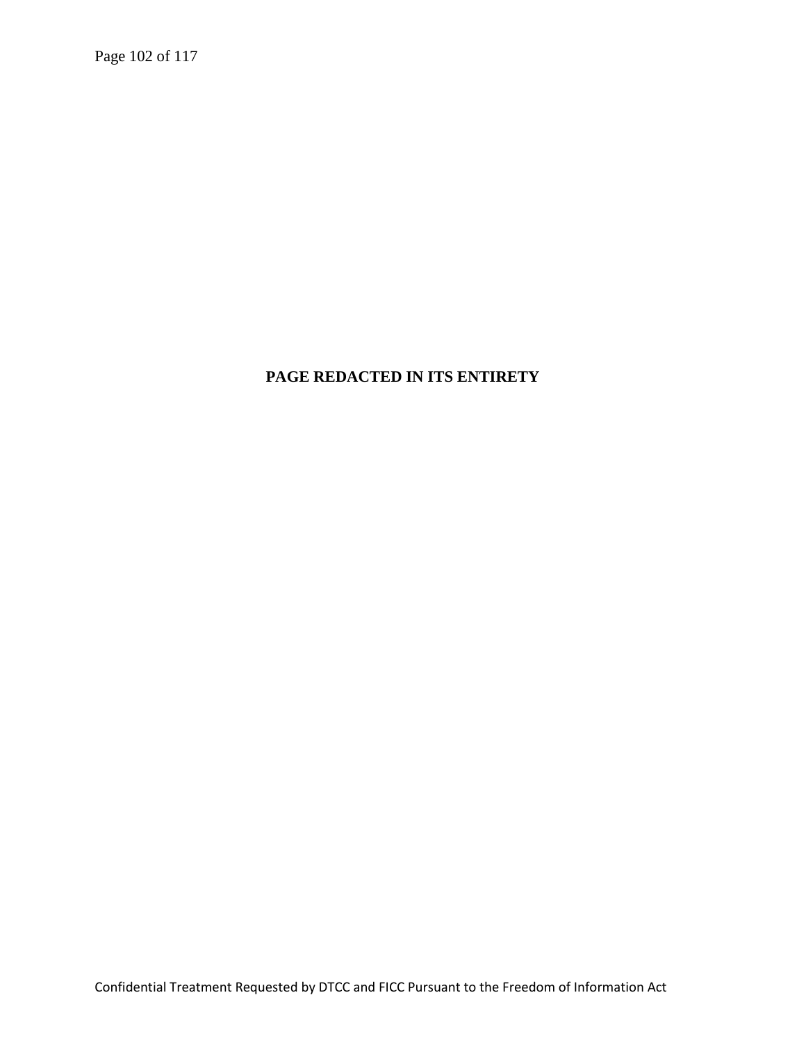**PAGE REDACTED IN ITS ENTIRETY**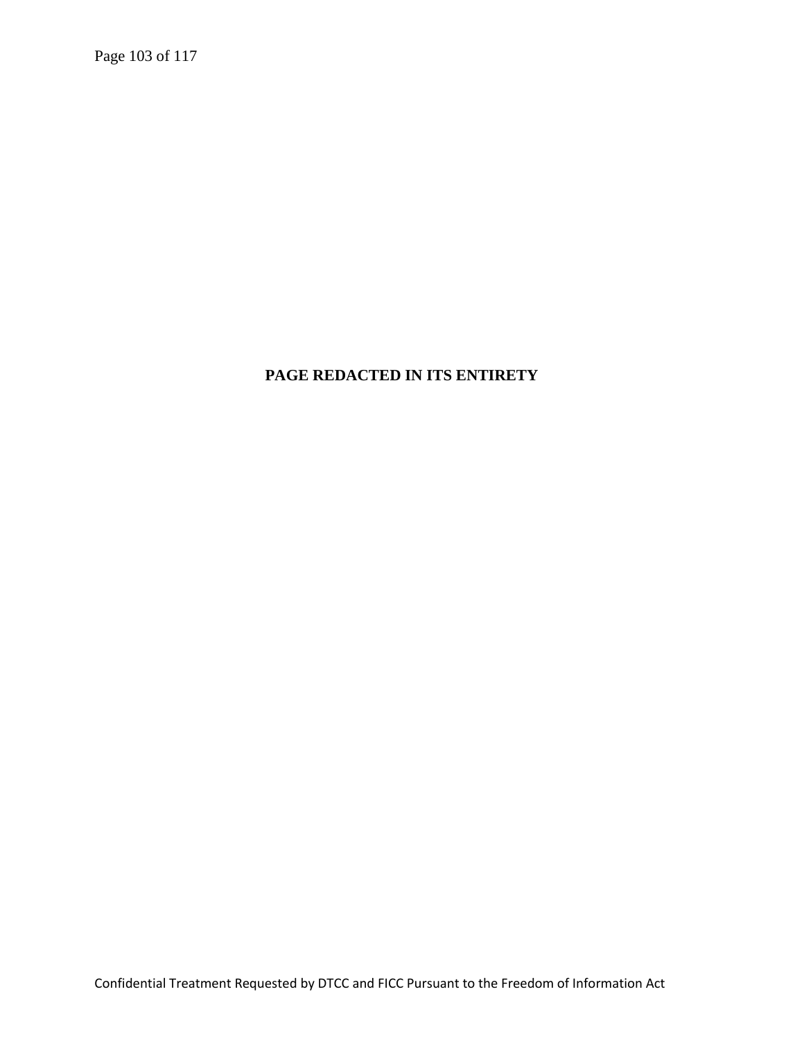**PAGE REDACTED IN ITS ENTIRETY**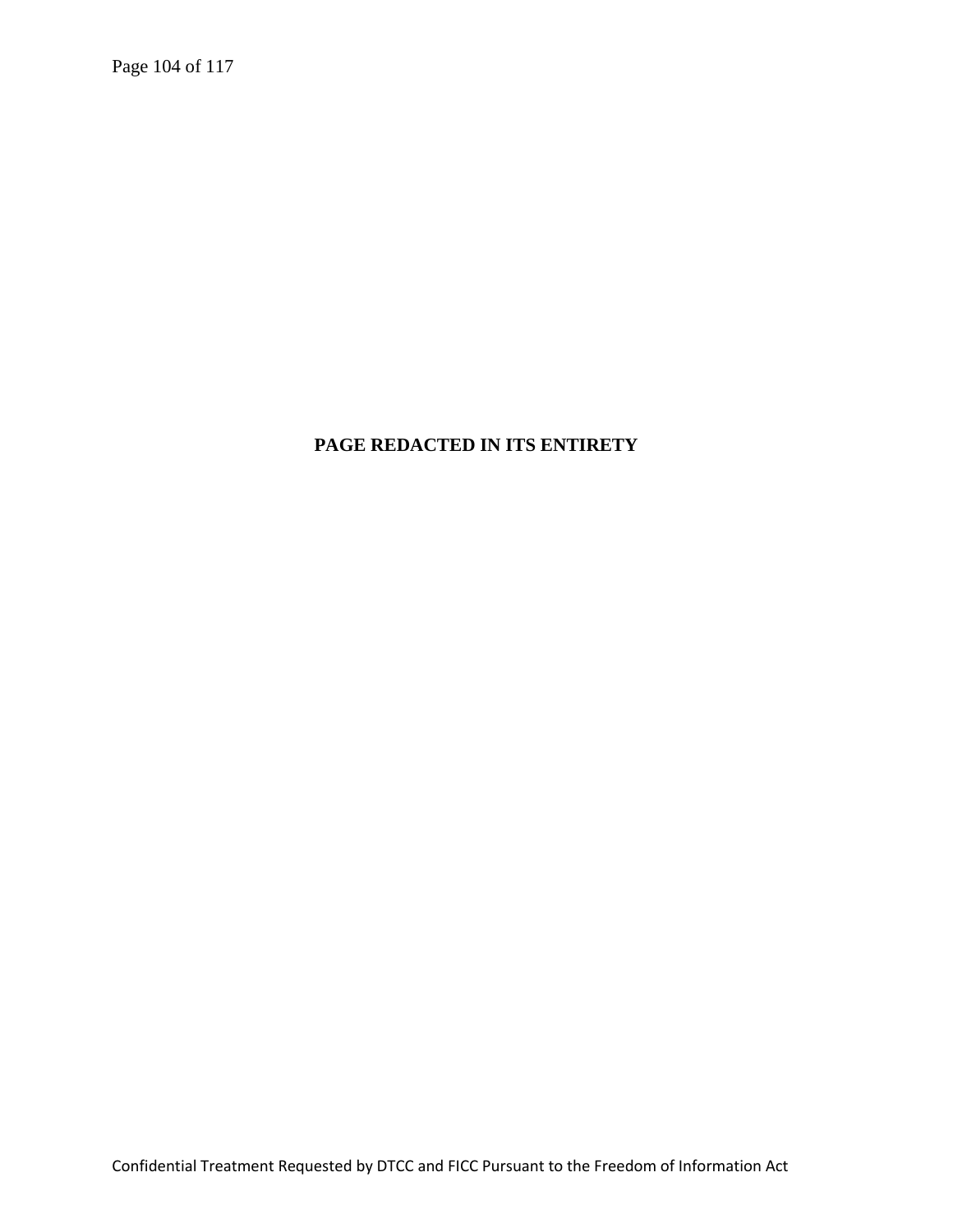**PAGE REDACTED IN ITS ENTIRETY**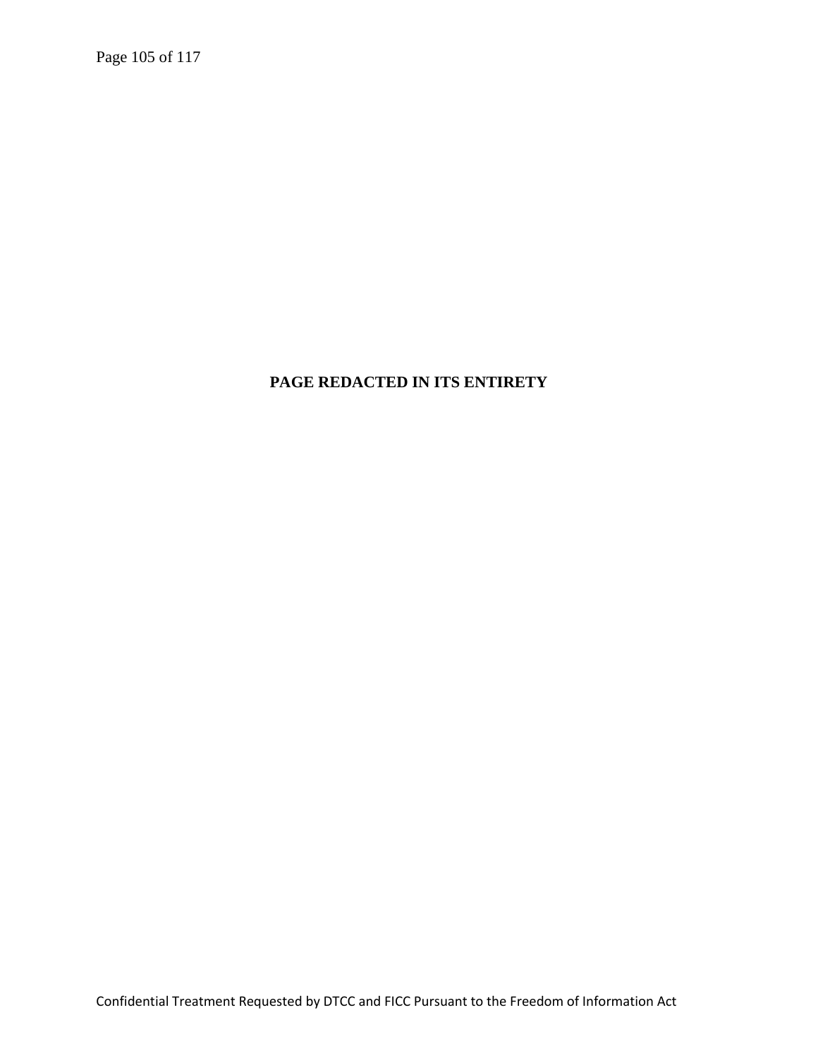**PAGE REDACTED IN ITS ENTIRETY**

Confidential Treatment Requested by DTCC and FICC Pursuant to the Freedom of Information Act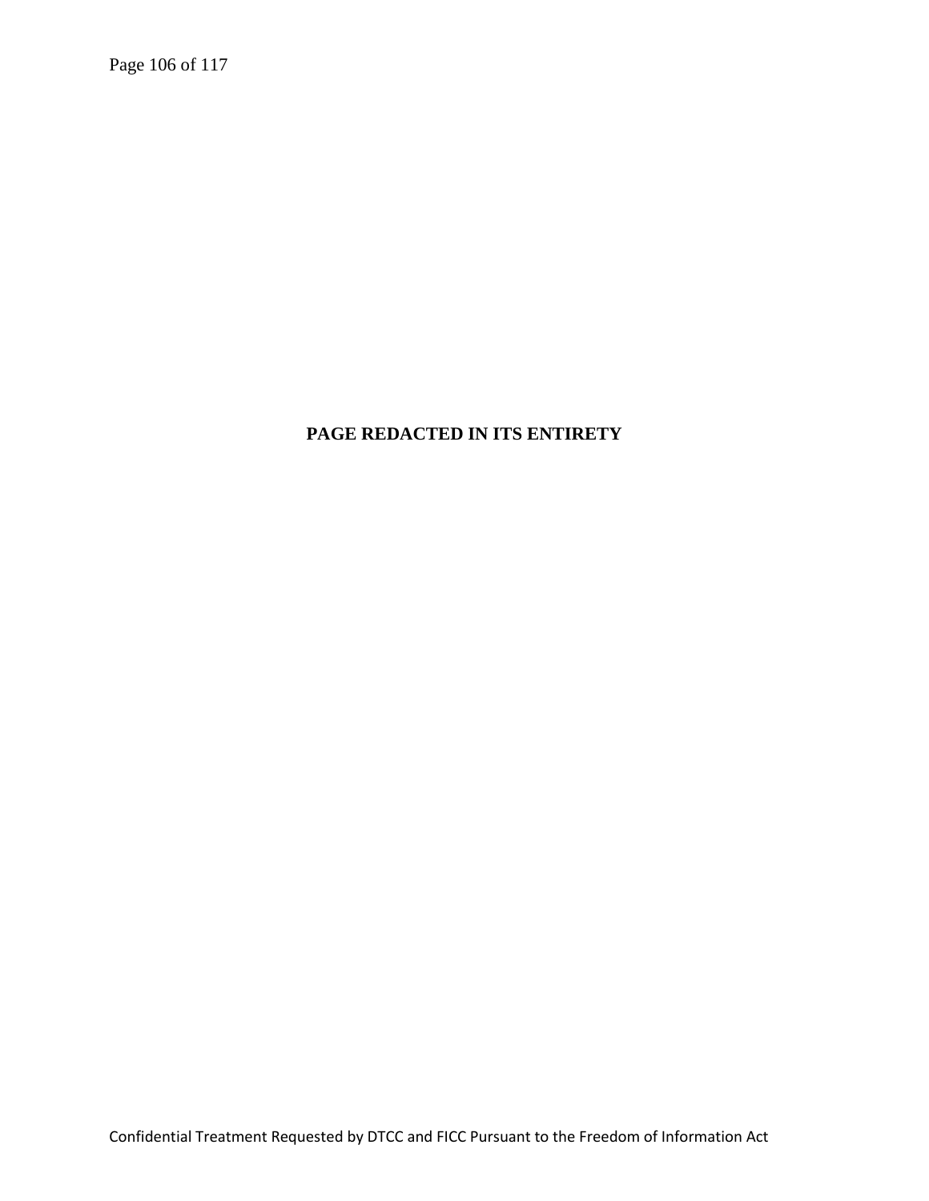**PAGE REDACTED IN ITS ENTIRETY**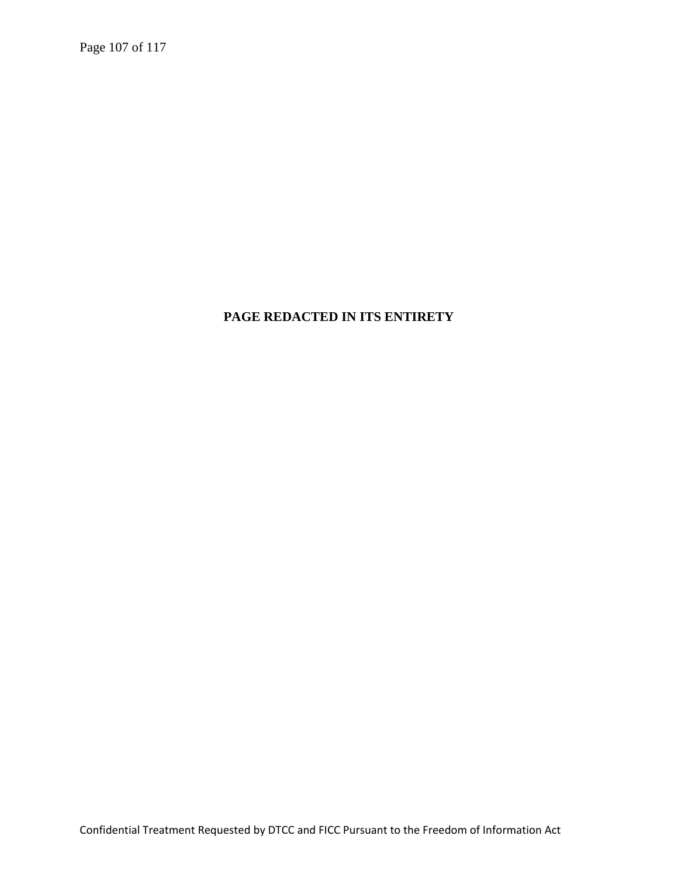**PAGE REDACTED IN ITS ENTIRETY**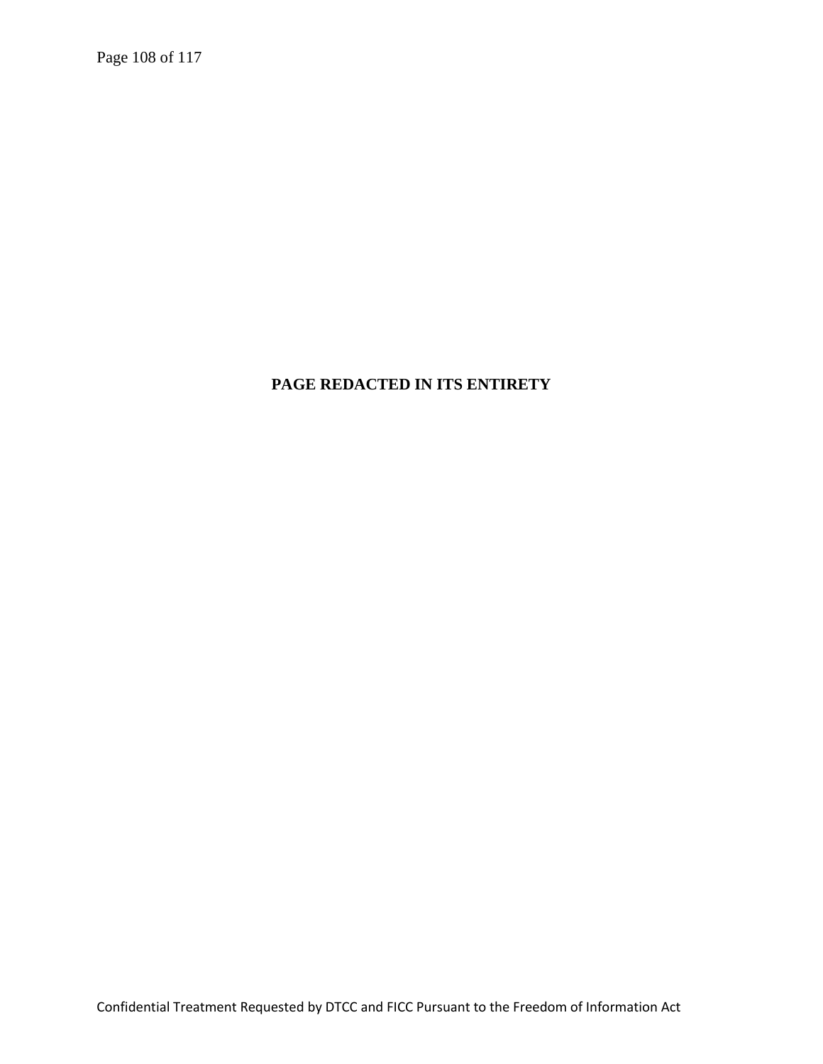**PAGE REDACTED IN ITS ENTIRETY**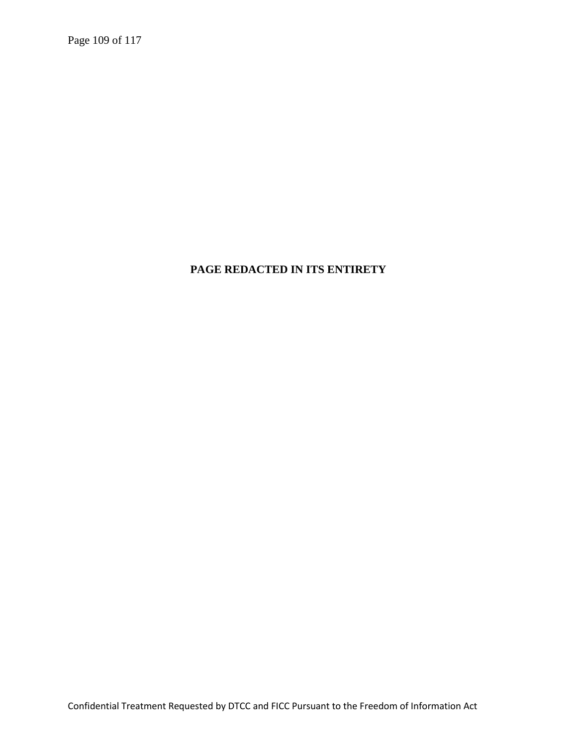**PAGE REDACTED IN ITS ENTIRETY**

Confidential Treatment Requested by DTCC and FICC Pursuant to the Freedom of Information Act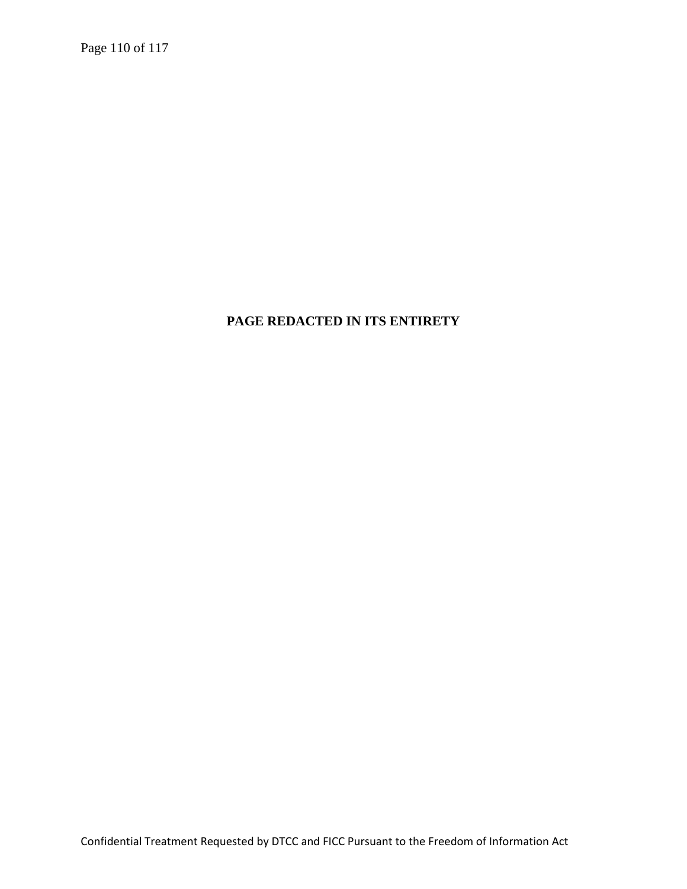**PAGE REDACTED IN ITS ENTIRETY**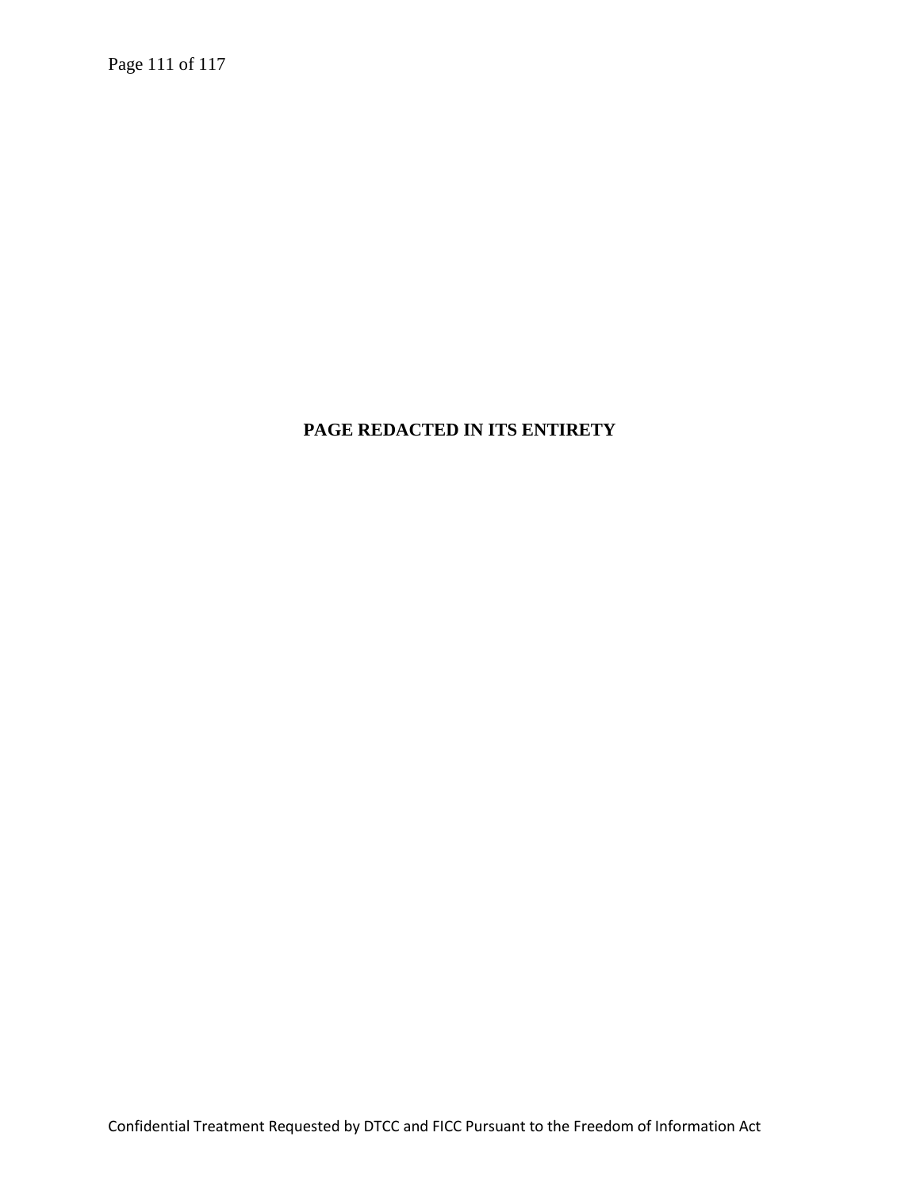**PAGE REDACTED IN ITS ENTIRETY**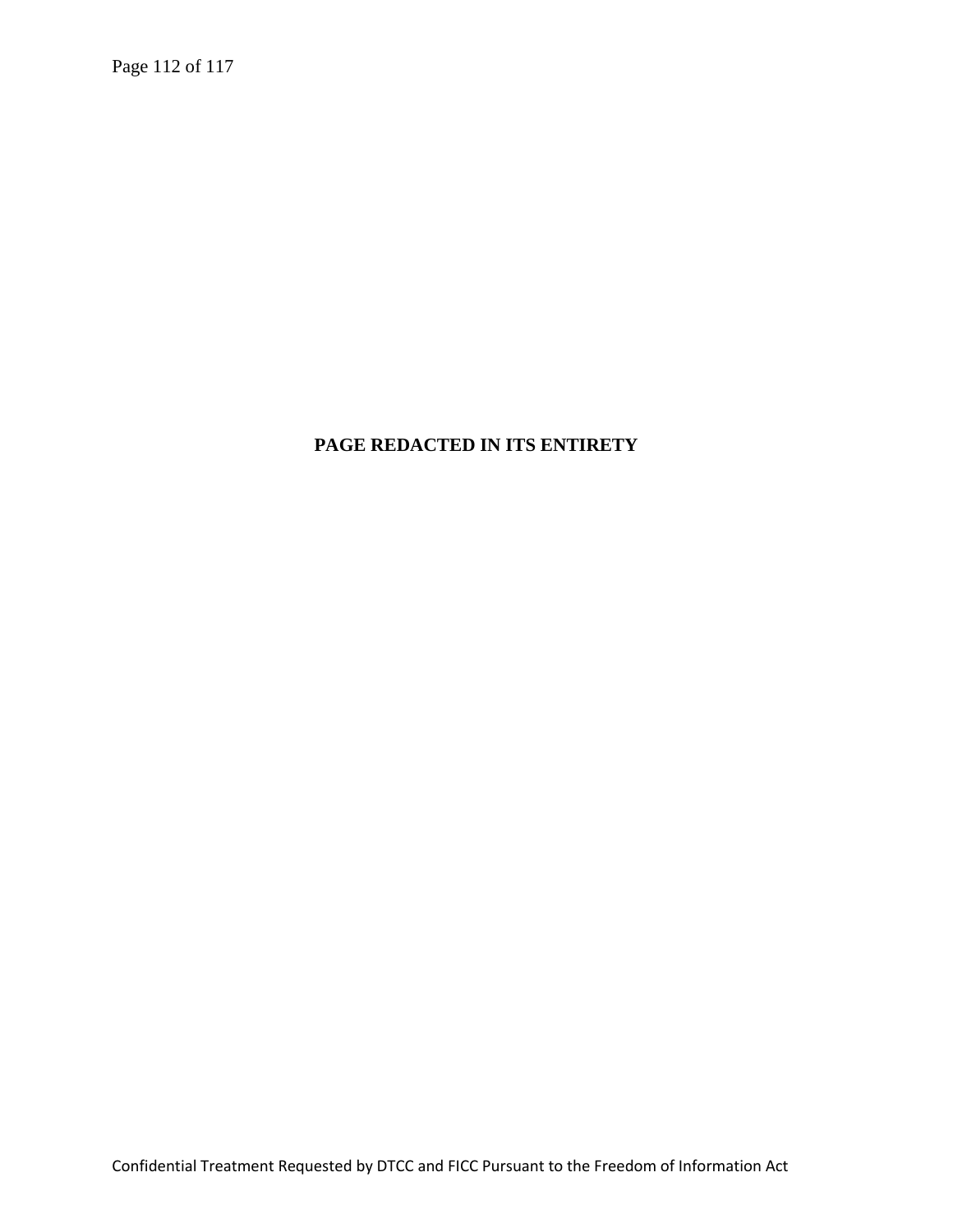**PAGE REDACTED IN ITS ENTIRETY**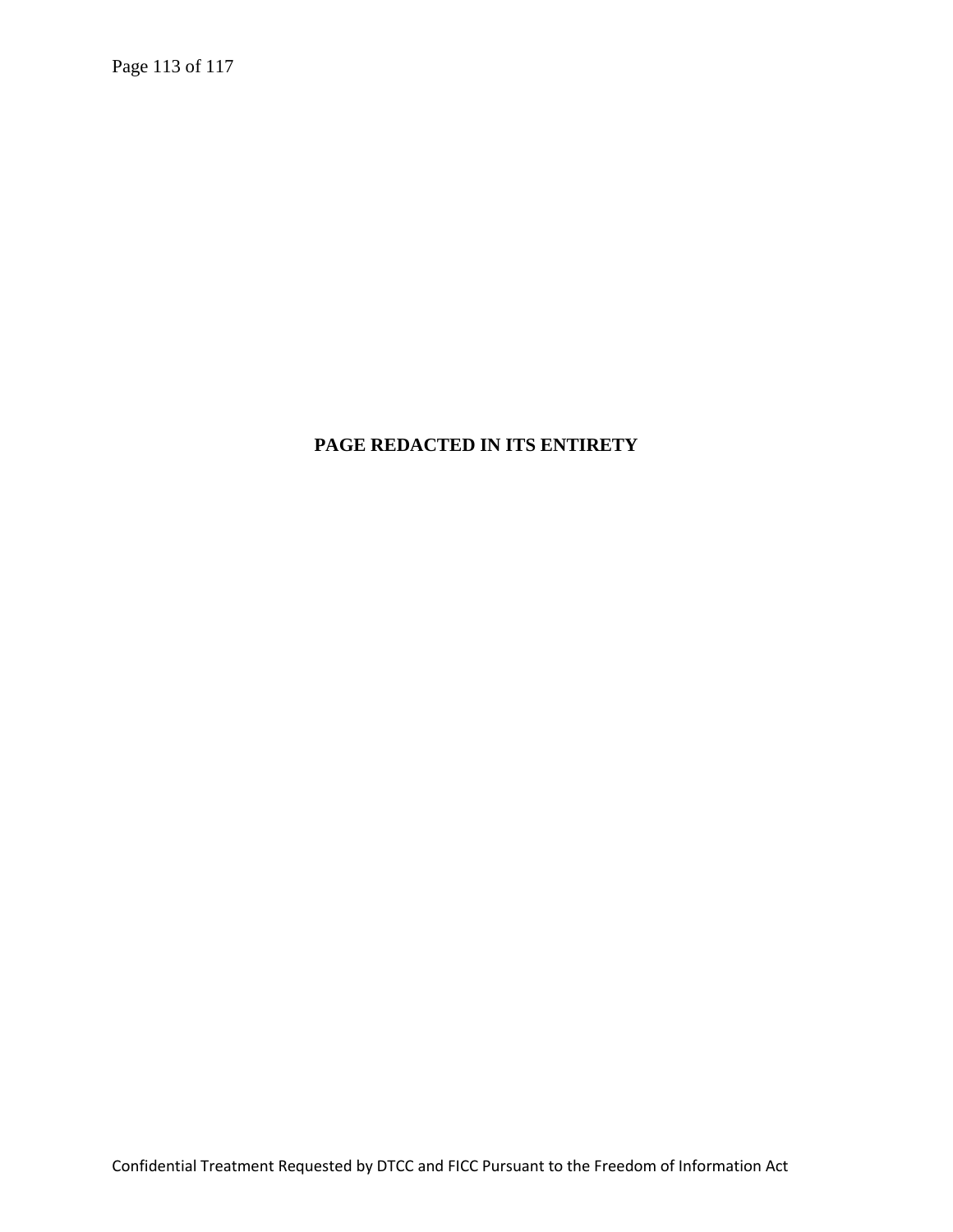**PAGE REDACTED IN ITS ENTIRETY**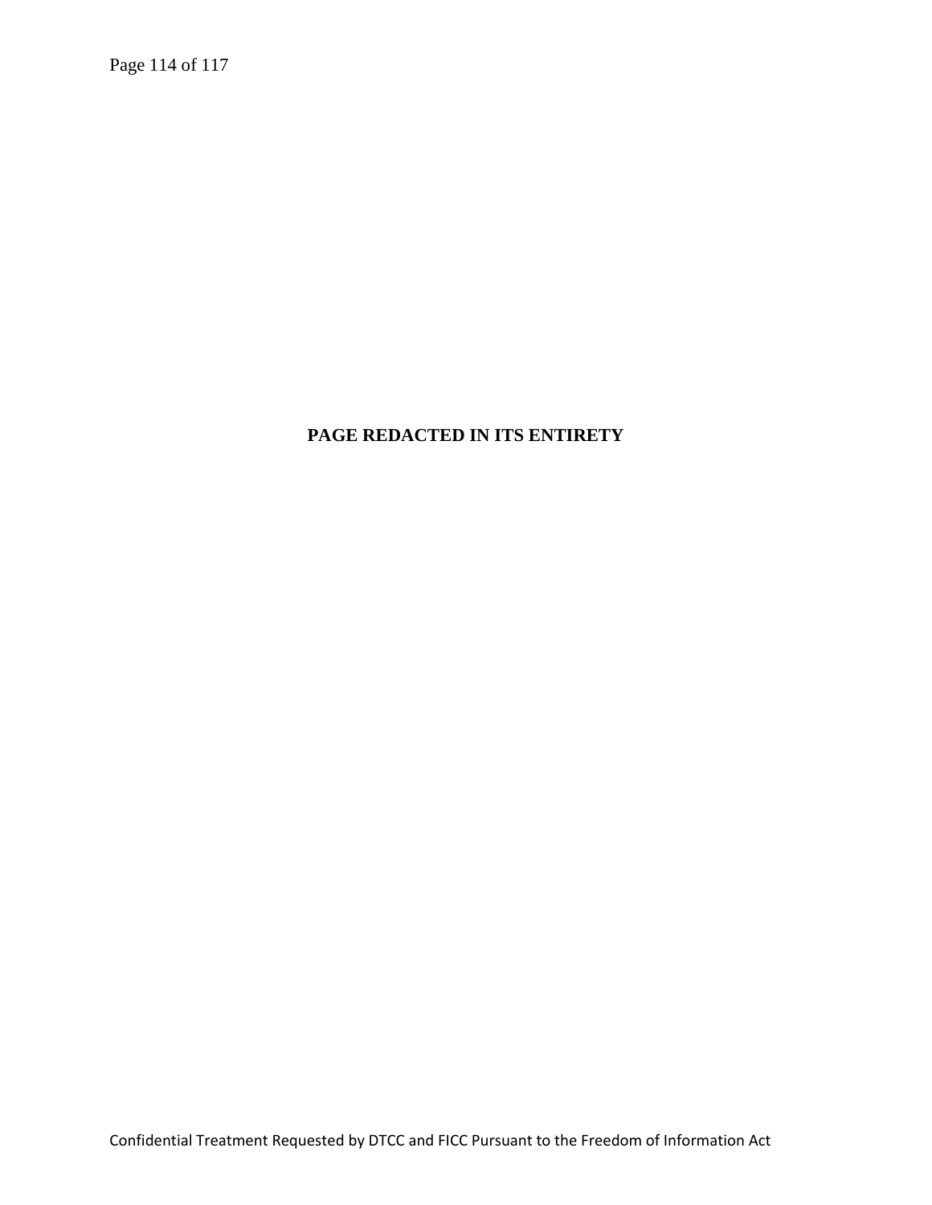**PAGE REDACTED IN ITS ENTIRETY**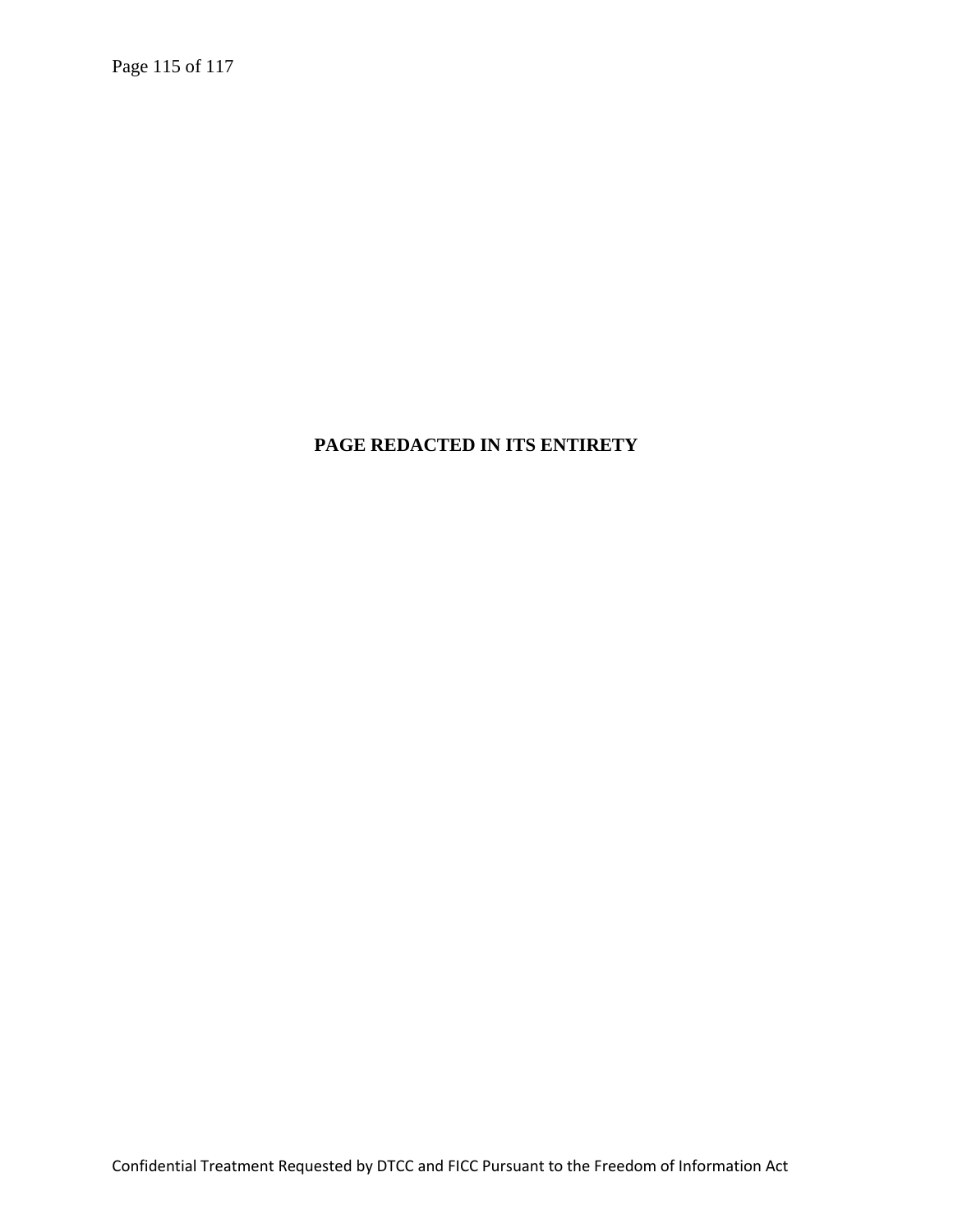**PAGE REDACTED IN ITS ENTIRETY**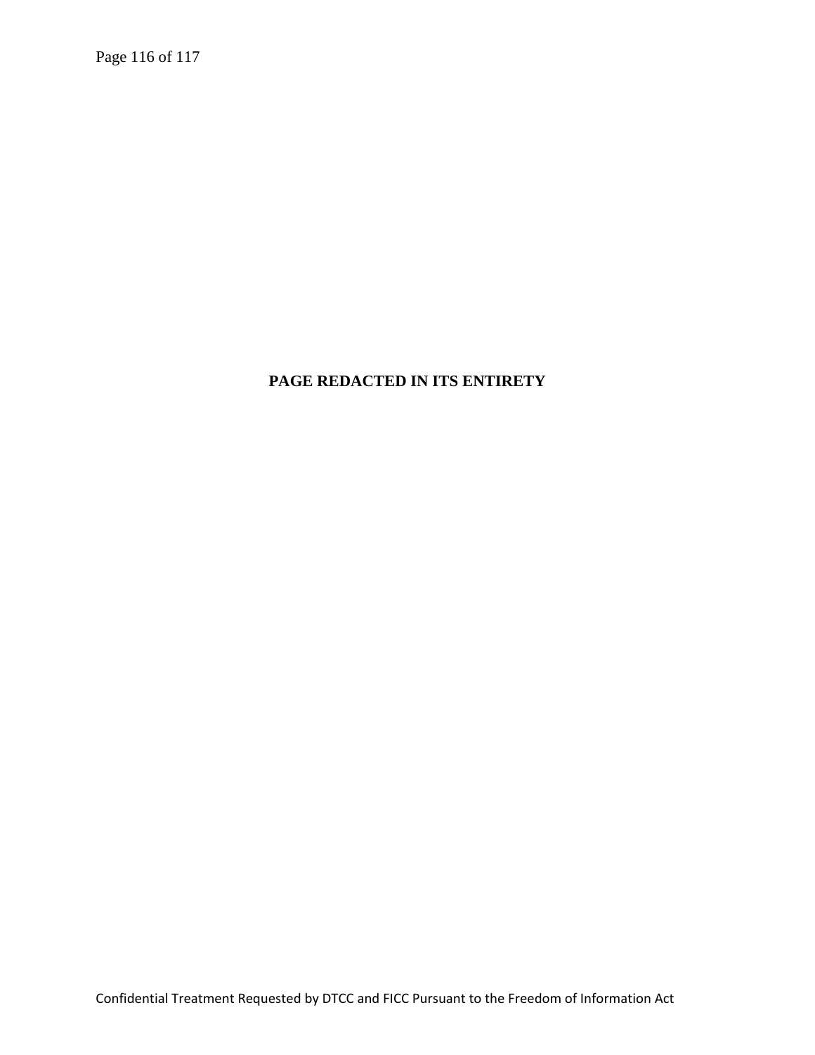**PAGE REDACTED IN ITS ENTIRETY**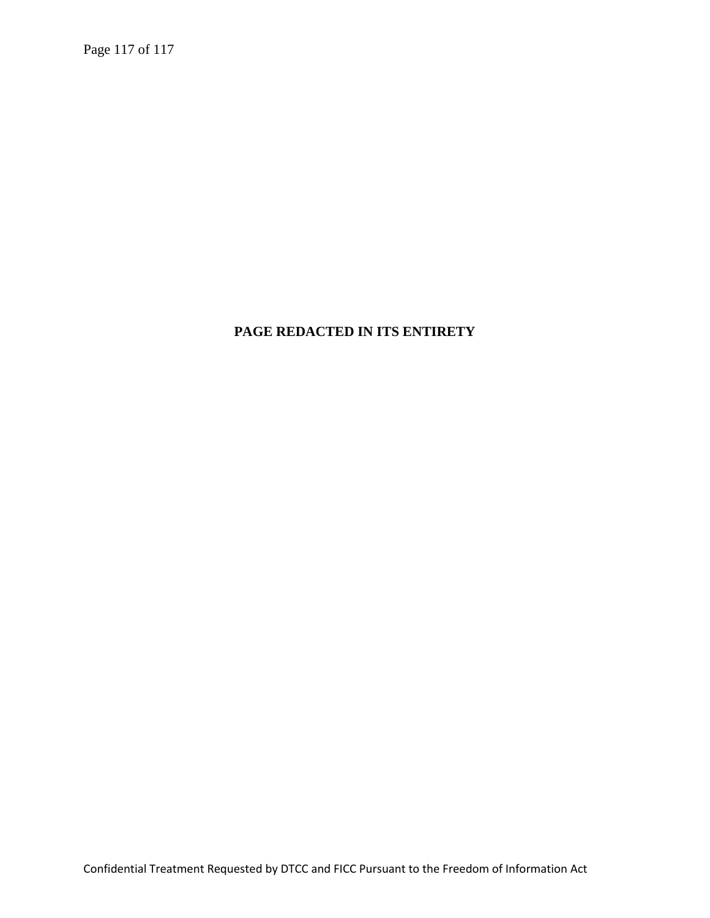**PAGE REDACTED IN ITS ENTIRETY**